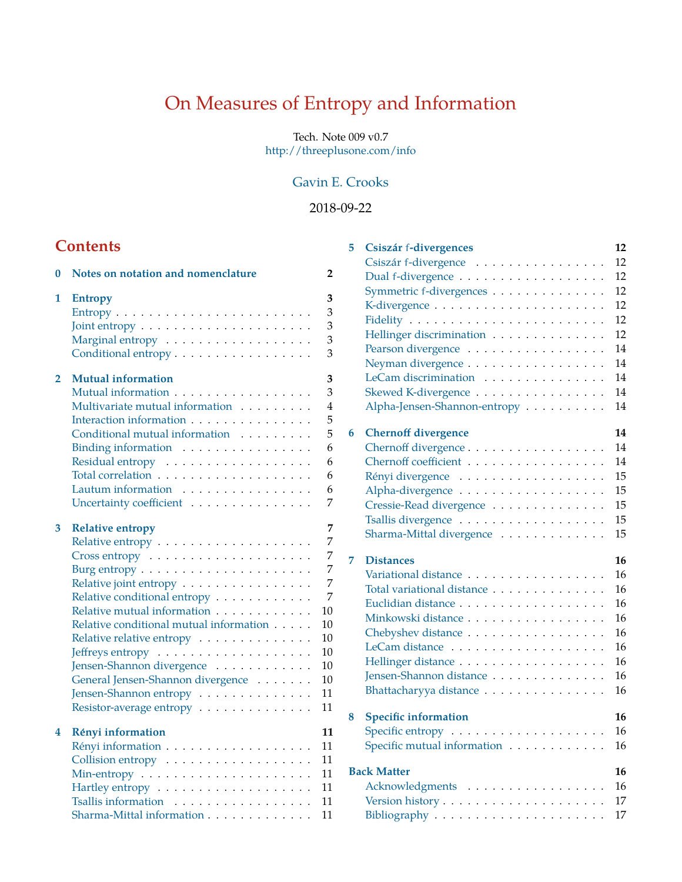# On Measures of Entropy and Information

Tech. Note 009 v0.7
http://threeplusone.com/info

Gavin E. Crooks

2018-09-22

## Contents

**0 Notes on notation and nomenclature** — 2

**1 Entropy** — 3
- Entropy — 3
- Joint entropy — 3
- Marginal entropy — 3
- Conditional entropy — 3

**2 Mutual information** — 3
- Mutual information — 3
- Multivariate mutual information — 4
- Interaction information — 5
- Conditional mutual information — 5
- Binding information — 6
- Residual entropy — 6
- Total correlation — 6
- Lautum information — 6
- Uncertainty coefficient — 7

**3 Relative entropy** — 7
- Relative entropy — 7
- Cross entropy — 7
- Burg entropy — 7
- Relative joint entropy — 7
- Relative conditional entropy — 7
- Relative mutual information — 10
- Relative conditional mutual information — 10
- Relative relative entropy — 10
- Jeffreys entropy — 10
- Jensen-Shannon divergence — 10
- General Jensen-Shannon divergence — 10
- Jensen-Shannon entropy — 11
- Resistor-average entropy — 11

**4 Rényi information** — 11
- Rényi information — 11
- Collision entropy — 11
- Min-entropy — 11
- Hartley entropy — 11
- Tsallis information — 11
- Sharma-Mittal information — 11

**5 Csiszár f-divergences** — 12
- Csiszár f-divergence — 12
- Dual f-divergence — 12
- Symmetric f-divergences — 12
- K-divergence — 12
- Fidelity — 12
- Hellinger discrimination — 12
- Pearson divergence — 14
- Neyman divergence — 14
- LeCam discrimination — 14
- Skewed K-divergence — 14
- Alpha-Jensen-Shannon-entropy — 14

**6 Chernoff divergence** — 14
- Chernoff divergence — 14
- Chernoff coefficient — 14
- Rényi divergence — 15
- Alpha-divergence — 15
- Cressie-Read divergence — 15
- Tsallis divergence — 15
- Sharma-Mittal divergence — 15

**7 Distances** — 16
- Variational distance — 16
- Total variational distance — 16
- Euclidian distance — 16
- Minkowski distance — 16
- Chebyshev distance — 16
- LeCam distance — 16
- Hellinger distance — 16
- Jensen-Shannon distance — 16
- Bhattacharyya distance — 16

**8 Specific information** — 16
- Specific entropy — 16
- Specific mutual information — 16

**Back Matter** — 16
- Acknowledgments — 16
- Version history — 17
- Bibliography — 17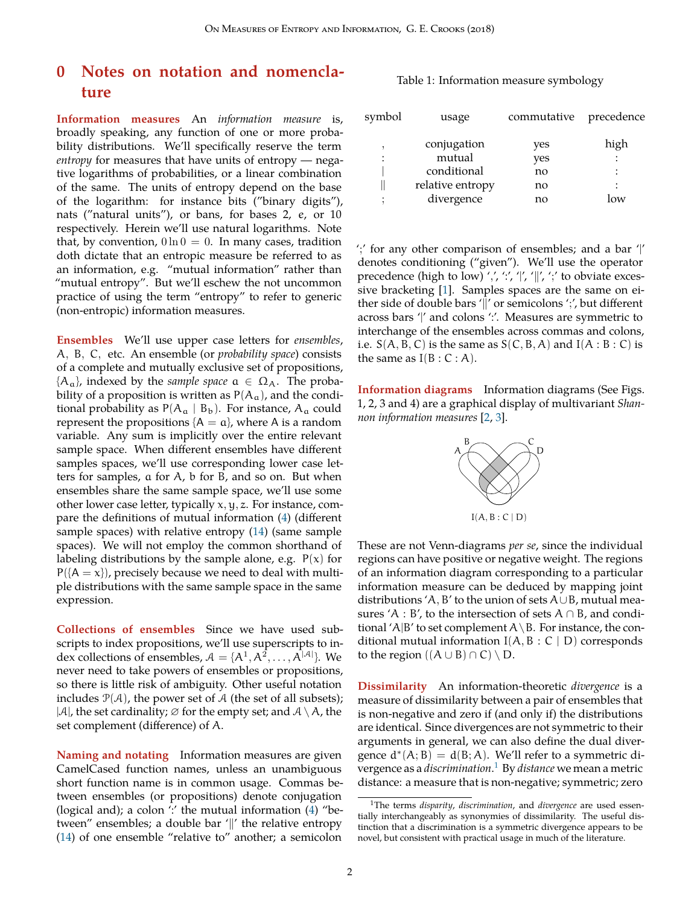# 0 Notes on notation and nomenclature

**Information measures** An *information measure* is, broadly speaking, any function of one or more probability distributions. We'll specifically reserve the term *entropy* for measures that have units of entropy — negative logarithms of probabilities, or a linear combination of the same. The units of entropy depend on the base of the logarithm: for instance bits ("binary digits"), nats ("natural units"), or bans, for bases 2, $e$, or 10 respectively. Herein we'll use natural logarithms. Note that, by convention, $0 \ln 0 = 0$. In many cases, tradition doth dictate that an entropic measure be referred to as an information, e.g. "mutual information" rather than "mutual entropy". But we'll eschew the not uncommon practice of using the term "entropy" to refer to generic (non-entropic) information measures.

**Ensembles** We'll use upper case letters for *ensembles*, $A, B, C$, etc. An ensemble (or *probability space*) consists of a complete and mutually exclusive set of propositions, $\{A_a\}$, indexed by the *sample space* $a \in \Omega_A$. The probability of a proposition is written as $P(A_a)$, and the conditional probability as $P(A_a \mid B_b)$. For instance, $A_a$ could represent the propositions $\{A = a\}$, where $A$ is a random variable. Any sum is implicitly over the entire relevant sample space. When different ensembles have different samples spaces, we'll use corresponding lower case letters for samples, $a$ for $A$, $b$ for $B$, and so on. But when ensembles share the same sample space, we'll use some other lower case letter, typically $x, y, z$. For instance, compare the definitions of mutual information (4) (different sample spaces) with relative entropy (14) (same sample spaces). We will not employ the common shorthand of labeling distributions by the sample alone, e.g. $P(x)$ for $P(\{A = x\})$, precisely because we need to deal with multiple distributions with the same sample space in the same expression.

**Collections of ensembles** Since we have used subscripts to index propositions, we'll use superscripts to index collections of ensembles, $\mathcal{A} = \{A^1, A^2, \ldots, A^{|\mathcal{A}|}\}$. We never need to take powers of ensembles or propositions, so there is little risk of ambiguity. Other useful notation includes $\mathcal{P}(\mathcal{A})$, the power set of $\mathcal{A}$ (the set of all subsets); $|\mathcal{A}|$, the set cardinality; $\varnothing$ for the empty set; and $\mathcal{A} \setminus A$, the set complement (difference) of $A$.

**Naming and notating** Information measures are given CamelCased function names, unless an unambiguous short function name is in common usage. Commas between ensembles (or propositions) denote conjugation (logical and); a colon ':' the mutual information (4) "between" ensembles; a double bar '‖' the relative entropy (14) of one ensemble "relative to" another; a semicolon ';' for any other comparison of ensembles; and a bar '|' denotes conditioning ("given"). We'll use the operator precedence (high to low) ',', ':', '|', '‖', ';' to obviate excessive bracketing [1]. Samples spaces are the same on either side of double bars '‖' or semicolons ';', but different across bars '|' and colons ':'. Measures are symmetric to interchange of the ensembles across commas and colons, i.e. $S(A, B, C)$ is the same as $S(C, B, A)$ and $I(A : B : C)$ is the same as $I(B : C : A)$.

Table 1: Information measure symbology

| symbol | usage | commutative | precedence |
|---|---|---|---|
| , | conjugation | yes | high |
| : | mutual | yes | : |
| \| | conditional | no | : |
| ‖ | relative entropy | no | : |
| ; | divergence | no | low |

**Information diagrams** Information diagrams (See Figs. 1, 2, 3 and 4) are a graphical display of multivariant *Shannon information measures* [2, 3].

$I(A, B : C \mid D)$

These are not Venn-diagrams *per se*, since the individual regions can have positive or negative weight. The regions of an information diagram corresponding to a particular information measure can be deduced by mapping joint distributions '$A, B$' to the union of sets $A \cup B$, mutual measures '$A : B$', to the intersection of sets $A \cap B$, and conditional '$A|B$' to set complement $A \setminus B$. For instance, the conditional mutual information $I(A, B : C \mid D)$ corresponds to the region $((A \cup B) \cap C) \setminus D$.

**Dissimilarity** An information-theoretic *divergence* is a measure of dissimilarity between a pair of ensembles that is non-negative and zero if (and only if) the distributions are identical. Since divergences are not symmetric to their arguments in general, we can also define the dual divergence $d^*(A; B) = d(B; A)$. We'll refer to a symmetric divergence as a *discrimination*.[1] By *distance* we mean a metric distance: a measure that is non-negative; symmetric; zero

[1] The terms *disparity*, *discrimination*, and *divergence* are used essentially interchangeably as synonymies of dissimilarity. The useful distinction that a discrimination is a symmetric divergence appears to be novel, but consistent with practical usage in much of the literature.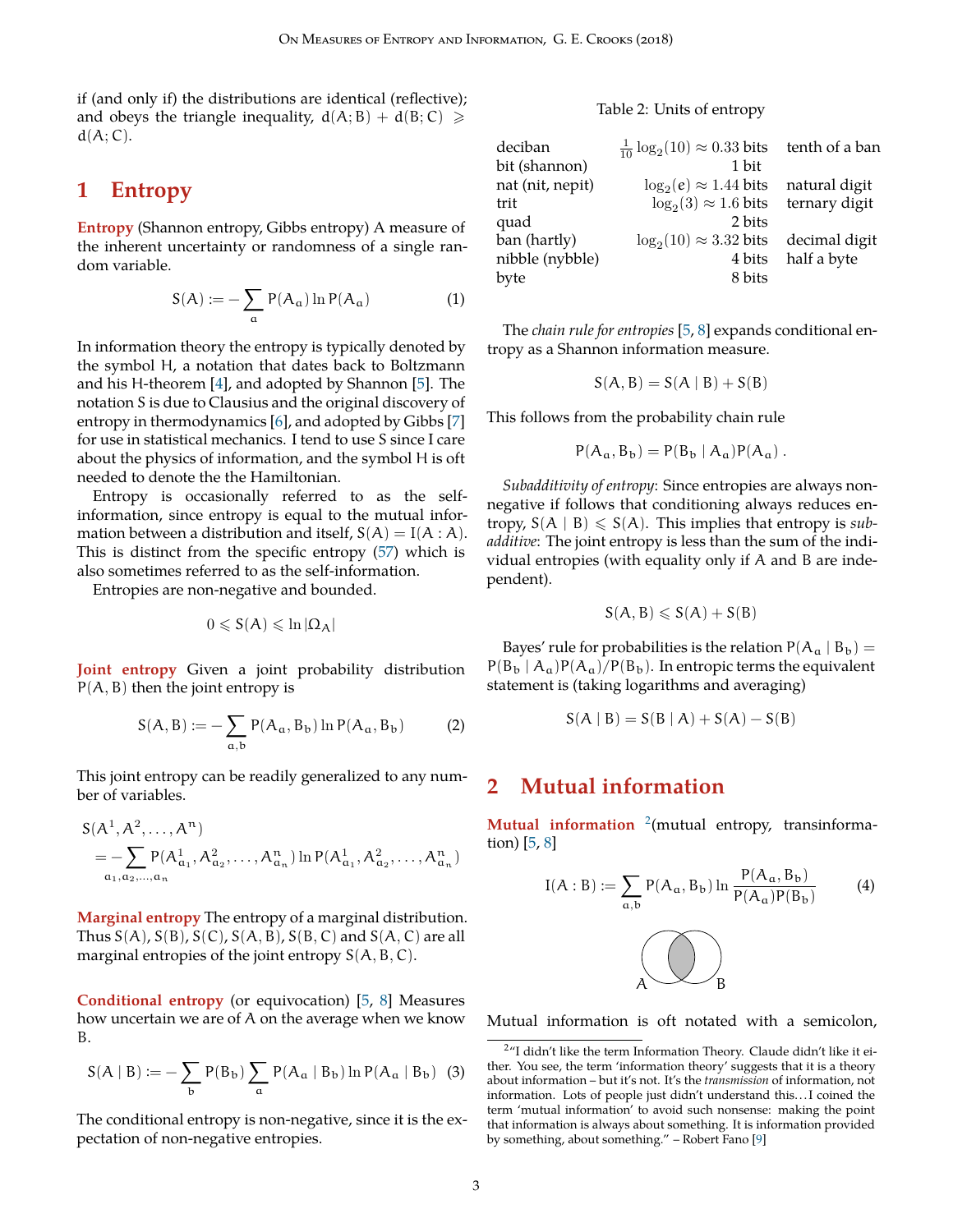if (and only if) the distributions are identical (reflective); and obeys the triangle inequality, $d(A;B) + d(B;C) \geqslant d(A;C)$.

# 1 Entropy

**Entropy** (Shannon entropy, Gibbs entropy) A measure of the inherent uncertainty or randomness of a single random variable.

$$S(A) := -\sum_a P(A_a) \ln P(A_a) \tag{1}$$

In information theory the entropy is typically denoted by the symbol H, a notation that dates back to Boltzmann and his H-theorem [4], and adopted by Shannon [5]. The notation S is due to Clausius and the original discovery of entropy in thermodynamics [6], and adopted by Gibbs [7] for use in statistical mechanics. I tend to use S since I care about the physics of information, and the symbol H is oft needed to denote the the Hamiltonian.

Entropy is occasionally referred to as the self-information, since entropy is equal to the mutual information between a distribution and itself, $S(A) = I(A:A)$. This is distinct from the specific entropy (57) which is also sometimes referred to as the self-information.

Entropies are non-negative and bounded.

$$0 \leqslant S(A) \leqslant \ln |\Omega_A|$$

**Joint entropy** Given a joint probability distribution $P(A, B)$ then the joint entropy is

$$S(A, B) := -\sum_{a,b} P(A_a, B_b) \ln P(A_a, B_b) \tag{2}$$

This joint entropy can be readily generalized to any number of variables.

$$S(A^1, A^2, \ldots, A^n) = -\sum_{a_1, a_2, \ldots, a_n} P(A^1_{a_1}, A^2_{a_2}, \ldots, A^n_{a_n}) \ln P(A^1_{a_1}, A^2_{a_2}, \ldots, A^n_{a_n})$$

**Marginal entropy** The entropy of a marginal distribution. Thus $S(A)$, $S(B)$, $S(C)$, $S(A, B)$, $S(B, C)$ and $S(A, C)$ are all marginal entropies of the joint entropy $S(A, B, C)$.

**Conditional entropy** (or equivocation) [5, 8] Measures how uncertain we are of A on the average when we know B.

$$S(A \mid B) := -\sum_b P(B_b) \sum_a P(A_a \mid B_b) \ln P(A_a \mid B_b) \tag{3}$$

The conditional entropy is non-negative, since it is the expectation of non-negative entropies.

Table 2: Units of entropy

| | | |
|---|---|---|
| deciban | $\frac{1}{10}\log_2(10) \approx 0.33$ bits | tenth of a ban |
| bit (shannon) | 1 bit | |
| nat (nit, nepit) | $\log_2(e) \approx 1.44$ bits | natural digit |
| trit | $\log_2(3) \approx 1.6$ bits | ternary digit |
| quad | 2 bits | |
| ban (hartly) | $\log_2(10) \approx 3.32$ bits | decimal digit |
| nibble (nybble) | 4 bits | half a byte |
| byte | 8 bits | |

The *chain rule for entropies* [5, 8] expands conditional entropy as a Shannon information measure.

$$S(A, B) = S(A \mid B) + S(B)$$

This follows from the probability chain rule

$$P(A_a, B_b) = P(B_b \mid A_a) P(A_a) .$$

*Subadditivity of entropy*: Since entropies are always nonnegative if follows that conditioning always reduces entropy, $S(A \mid B) \leqslant S(A)$. This implies that entropy is *subadditive*: The joint entropy is less than the sum of the individual entropies (with equality only if A and B are independent).

$$S(A, B) \leqslant S(A) + S(B)$$

Bayes' rule for probabilities is the relation $P(A_a \mid B_b) = P(B_b \mid A_a)P(A_a)/P(B_b)$. In entropic terms the equivalent statement is (taking logarithms and averaging)

$$S(A \mid B) = S(B \mid A) + S(A) - S(B)$$

# 2 Mutual information

**Mutual information** [2](mutual entropy, transinformation) [5, 8]

$$I(A:B) := \sum_{a,b} P(A_a, B_b) \ln \frac{P(A_a, B_b)}{P(A_a)P(B_b)} \tag{4}$$

Mutual information is oft notated with a semicolon,

[2] "I didn't like the term Information Theory. Claude didn't like it either. You see, the term 'information theory' suggests that it is a theory about information – but it's not. It's the *transmission* of information, not information. Lots of people just didn't understand this...I coined the term 'mutual information' to avoid such nonsense: making the point that information is always about something. It is information provided by something, about something." – Robert Fano [9]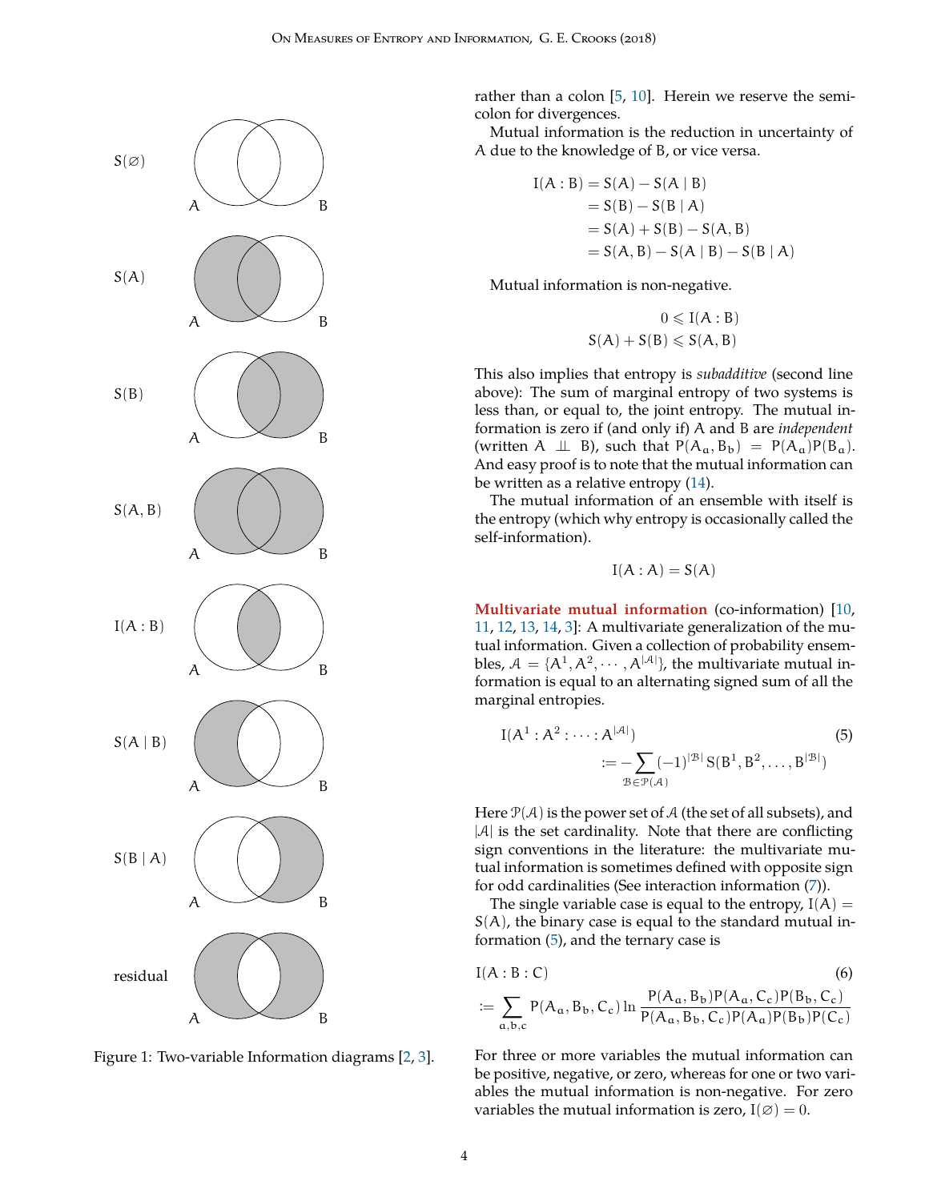Figure 1: Two-variable Information diagrams [2, 3].

rather than a colon [5, 10]. Herein we reserve the semi-colon for divergences.

Mutual information is the reduction in uncertainty of A due to the knowledge of B, or vice versa.

$$
\begin{aligned}
I(A : B) &= S(A) - S(A \mid B) \\
&= S(B) - S(B \mid A) \\
&= S(A) + S(B) - S(A, B) \\
&= S(A, B) - S(A \mid B) - S(B \mid A)
\end{aligned}
$$

Mutual information is non-negative.

$$
\begin{gathered}
0 \leqslant I(A : B) \\
S(A) + S(B) \leqslant S(A, B)
\end{gathered}
$$

This also implies that entropy is *subadditive* (second line above): The sum of marginal entropy of two systems is less than, or equal to, the joint entropy. The mutual information is zero if (and only if) A and B are *independent* (written $A \perp\!\!\!\perp B$), such that $P(A_a, B_b) = P(A_a)P(B_a)$. And easy proof is to note that the mutual information can be written as a relative entropy (14).

The mutual information of an ensemble with itself is the entropy (which why entropy is occasionally called the self-information).

$$
I(A : A) = S(A)
$$

**Multivariate mutual information** (co-information) [10, 11, 12, 13, 14, 3]: A multivariate generalization of the mutual information. Given a collection of probability ensembles, $\mathcal{A} = \{A^1, A^2, \cdots, A^{|\mathcal{A}|}\}$, the multivariate mutual information is equal to an alternating signed sum of all the marginal entropies.

$$
I(A^1 : A^2 : \cdots : A^{|\mathcal{A}|}) := -\sum_{\mathcal{B} \in \mathcal{P}(\mathcal{A})} (-1)^{|\mathcal{B}|} S(B^1, B^2, \ldots, B^{|\mathcal{B}|}) \tag{5}
$$

Here $\mathcal{P}(\mathcal{A})$ is the power set of $\mathcal{A}$ (the set of all subsets), and $|\mathcal{A}|$ is the set cardinality. Note that there are conflicting sign conventions in the literature: the multivariate mutual information is sometimes defined with opposite sign for odd cardinalities (See interaction information (7)).

The single variable case is equal to the entropy, $I(A) = S(A)$, the binary case is equal to the standard mutual information (5), and the ternary case is

$$
I(A : B : C) := \sum_{a,b,c} P(A_a, B_b, C_c) \ln \frac{P(A_a, B_b)P(A_a, C_c)P(B_b, C_c)}{P(A_a, B_b, C_c)P(A_a)P(B_b)P(C_c)} \tag{6}
$$

For three or more variables the mutual information can be positive, negative, or zero, whereas for one or two variables the mutual information is non-negative. For zero variables the mutual information is zero, $I(\varnothing) = 0$.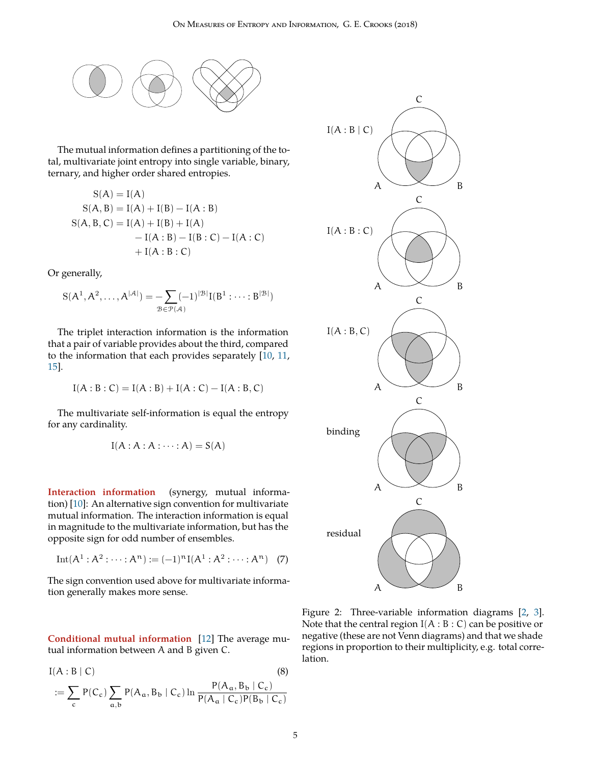The mutual information defines a partitioning of the total, multivariate joint entropy into single variable, binary, ternary, and higher order shared entropies.

$$
\begin{aligned}
S(A) &= I(A) \\
S(A, B) &= I(A) + I(B) - I(A : B) \\
S(A, B, C) &= I(A) + I(B) + I(A) \\
&\quad - I(A : B) - I(B : C) - I(A : C) \\
&\quad + I(A : B : C)
\end{aligned}
$$

Or generally,

$$
S(A^1, A^2, \ldots, A^{|\mathcal{A}|}) = -\sum_{\mathcal{B} \in \mathcal{P}(\mathcal{A})} (-1)^{|\mathcal{B}|} I(B^1 : \cdots : B^{|\mathcal{B}|})
$$

The triplet interaction information is the information that a pair of variable provides about the third, compared to the information that each provides separately [10, 11, 15].

$$
I(A : B : C) = I(A : B) + I(A : C) - I(A : B, C)
$$

The multivariate self-information is equal the entropy for any cardinality.

$$
I(A : A : A : \cdots : A) = S(A)
$$

**Interaction information** (synergy, mutual information) [10]: An alternative sign convention for multivariate mutual information. The interaction information is equal in magnitude to the multivariate information, but has the opposite sign for odd number of ensembles.

$$
\mathrm{Int}(A^1 : A^2 : \cdots : A^n) := (-1)^n I(A^1 : A^2 : \cdots : A^n) \tag{7}
$$

The sign convention used above for multivariate information generally makes more sense.

**Conditional mutual information** [12] The average mutual information between A and B given C.

$$
\begin{aligned}
&I(A : B \mid C) \qquad\qquad (8) \\
&:= \sum_c P(C_c) \sum_{a,b} P(A_a, B_b \mid C_c) \ln \frac{P(A_a, B_b \mid C_c)}{P(A_a \mid C_c) P(B_b \mid C_c)}
\end{aligned}
$$

I(A : B | C)

I(A : B : C)

I(A : B, C)

binding

residual

Figure 2: Three-variable information diagrams [2, 3]. Note that the central region I(A : B : C) can be positive or negative (these are not Venn diagrams) and that we shade regions in proportion to their multiplicity, e.g. total correlation.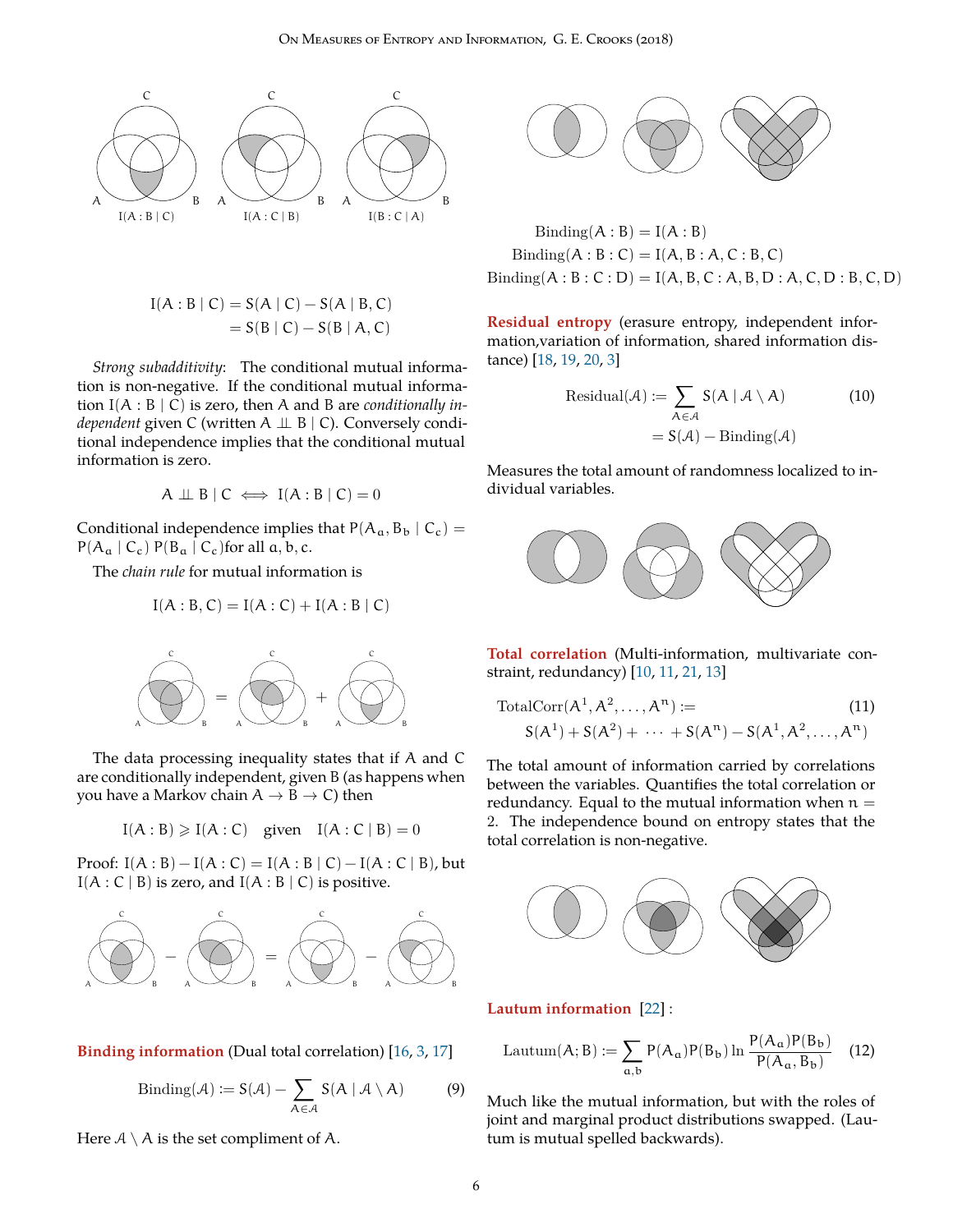$$I(A : B \mid C) = S(A \mid C) - S(A \mid B, C)$$
$$= S(B \mid C) - S(B \mid A, C)$$

*Strong subadditivity*: The conditional mutual information is non-negative. If the conditional mutual information $I(A : B \mid C)$ is zero, then A and B are *conditionally independent* given C (written $A \perp\!\!\!\perp B \mid C$). Conversely conditional independence implies that the conditional mutual information is zero.

$$A \perp\!\!\!\perp B \mid C \iff I(A : B \mid C) = 0$$

Conditional independence implies that $P(A_a, B_b \mid C_c) = P(A_a \mid C_c)\, P(B_b \mid C_c)$ for all $a, b, c$.

The *chain rule* for mutual information is

$$I(A : B, C) = I(A : C) + I(A : B \mid C)$$

The data processing inequality states that if A and C are conditionally independent, given B (as happens when you have a Markov chain $A \to B \to C$) then

$$I(A : B) \geqslant I(A : C) \quad \text{given} \quad I(A : C \mid B) = 0$$

Proof: $I(A : B) - I(A : C) = I(A : B \mid C) - I(A : C \mid B)$, but $I(A : C \mid B)$ is zero, and $I(A : B \mid C)$ is positive.

**Binding information** (Dual total correlation) [16, 3, 17]

$$\text{Binding}(\mathcal{A}) := S(\mathcal{A}) - \sum_{A \in \mathcal{A}} S(A \mid \mathcal{A} \setminus A) \tag{9}$$

Here $\mathcal{A} \setminus A$ is the set compliment of A.

$$\text{Binding}(A : B) = I(A : B)$$
$$\text{Binding}(A : B : C) = I(A, B : A, C : B, C)$$
$$\text{Binding}(A : B : C : D) = I(A, B, C : A, B, D : A, C, D : B, C, D)$$

**Residual entropy** (erasure entropy, independent information,variation of information, shared information distance) [18, 19, 20, 3]

$$\text{Residual}(\mathcal{A}) := \sum_{A \in \mathcal{A}} S(A \mid \mathcal{A} \setminus A) \tag{10}$$
$$= S(\mathcal{A}) - \text{Binding}(\mathcal{A})$$

Measures the total amount of randomness localized to individual variables.

**Total correlation** (Multi-information, multivariate constraint, redundancy) [10, 11, 21, 13]

$$\text{TotalCorr}(A^1, A^2, \ldots, A^n) := \tag{11}$$
$$S(A^1) + S(A^2) + \cdots + S(A^n) - S(A^1, A^2, \ldots, A^n)$$

The total amount of information carried by correlations between the variables. Quantifies the total correlation or redundancy. Equal to the mutual information when $n = 2$. The independence bound on entropy states that the total correlation is non-negative.

**Lautum information** [22] :

$$\text{Lautum}(A; B) := \sum_{a,b} P(A_a)P(B_b) \ln \frac{P(A_a)P(B_b)}{P(A_a, B_b)} \tag{12}$$

Much like the mutual information, but with the roles of joint and marginal product distributions swapped. (Lautum is mutual spelled backwards).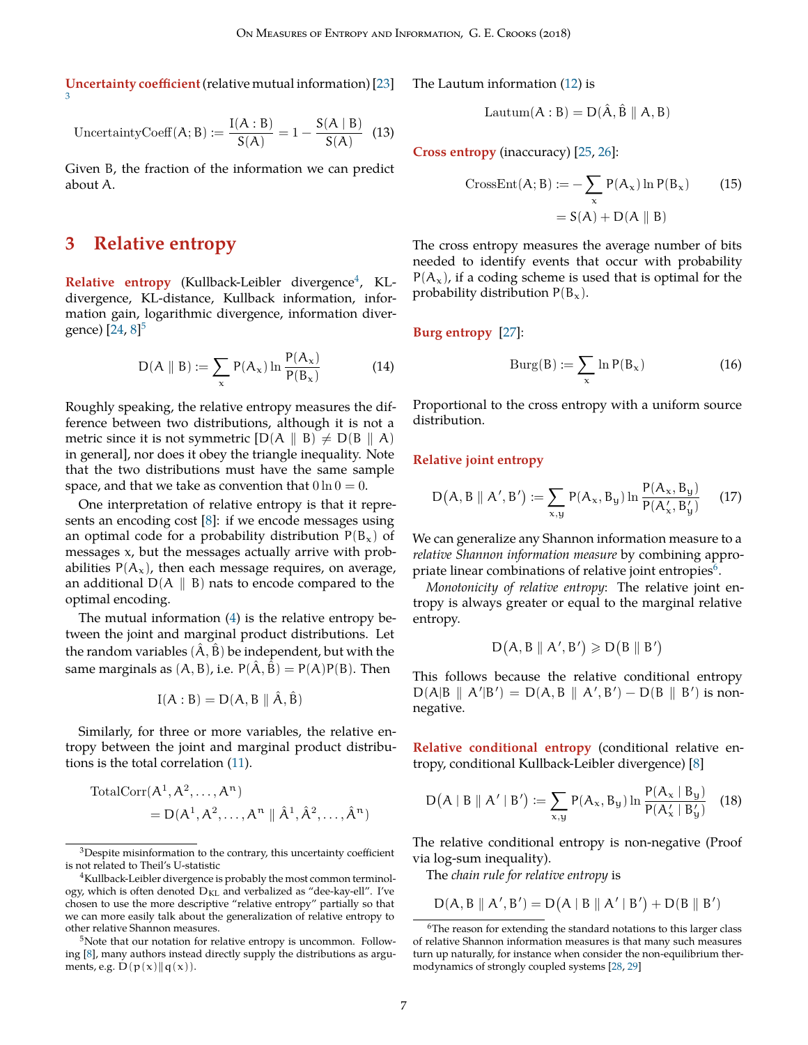**Uncertainty coefficient** (relative mutual information) [23] [3]

$$\text{UncertaintyCoeff}(A;B) := \frac{I(A:B)}{S(A)} = 1 - \frac{S(A \mid B)}{S(A)} \quad (13)$$

Given B, the fraction of the information we can predict about A.

## 3 Relative entropy

**Relative entropy** (Kullback-Leibler divergence[4], KL-divergence, KL-distance, Kullback information, information gain, logarithmic divergence, information divergence) [24, 8][5]

$$D(A \parallel B) := \sum_x P(A_x) \ln \frac{P(A_x)}{P(B_x)} \quad (14)$$

Roughly speaking, the relative entropy measures the difference between two distributions, although it is not a metric since it is not symmetric [$D(A \parallel B) \neq D(B \parallel A)$ in general], nor does it obey the triangle inequality. Note that the two distributions must have the same sample space, and that we take as convention that $0 \ln 0 = 0$.

One interpretation of relative entropy is that it represents an encoding cost [8]: if we encode messages using an optimal code for a probability distribution $P(B_x)$ of messages $x$, but the messages actually arrive with probabilities $P(A_x)$, then each message requires, on average, an additional $D(A \parallel B)$ nats to encode compared to the optimal encoding.

The mutual information (4) is the relative entropy between the joint and marginal product distributions. Let the random variables $(\hat{A}, \hat{B})$ be independent, but with the same marginals as $(A, B)$, i.e. $P(\hat{A}, \hat{B}) = P(A)P(B)$. Then

$$I(A : B) = D(A, B \parallel \hat{A}, \hat{B})$$

Similarly, for three or more variables, the relative entropy between the joint and marginal product distributions is the total correlation (11).

$$\begin{aligned}\text{TotalCorr}(&A^1, A^2, \ldots, A^n) \\ &= D(A^1, A^2, \ldots, A^n \parallel \hat{A}^1, \hat{A}^2, \ldots, \hat{A}^n)\end{aligned}$$

The Lautum information (12) is

$$\text{Lautum}(A : B) = D(\hat{A}, \hat{B} \parallel A, B)$$

**Cross entropy** (inaccuracy) [25, 26]:

$$\begin{aligned}\text{CrossEnt}(A;B) &:= -\sum_x P(A_x) \ln P(B_x) \quad (15) \\ &= S(A) + D(A \parallel B)\end{aligned}$$

The cross entropy measures the average number of bits needed to identify events that occur with probability $P(A_x)$, if a coding scheme is used that is optimal for the probability distribution $P(B_x)$.

**Burg entropy** [27]:

$$\text{Burg}(B) := \sum_x \ln P(B_x) \quad (16)$$

Proportional to the cross entropy with a uniform source distribution.

**Relative joint entropy**

$$D(A, B \parallel A', B') := \sum_{x,y} P(A_x, B_y) \ln \frac{P(A_x, B_y)}{P(A'_x, B'_y)} \quad (17)$$

We can generalize any Shannon information measure to a *relative Shannon information measure* by combining appropriate linear combinations of relative joint entropies[6].

*Monotonicity of relative entropy*: The relative joint entropy is always greater or equal to the marginal relative entropy.

$$D(A, B \parallel A', B') \geqslant D(B \parallel B')$$

This follows because the relative conditional entropy $D(A|B \parallel A'|B') = D(A, B \parallel A', B') - D(B \parallel B')$ is non-negative.

**Relative conditional entropy** (conditional relative entropy, conditional Kullback-Leibler divergence) [8]

$$D(A \mid B \parallel A' \mid B') := \sum_{x,y} P(A_x, B_y) \ln \frac{P(A_x \mid B_y)}{P(A'_x \mid B'_y)} \quad (18)$$

The relative conditional entropy is non-negative (Proof via log-sum inequality).

The *chain rule for relative entropy* is

$$D(A, B \parallel A', B') = D(A \mid B \parallel A' \mid B') + D(B \parallel B')$$

---

[3] Despite misinformation to the contrary, this uncertainty coefficient is not related to Theil's U-statistic

[4] Kullback-Leibler divergence is probably the most common terminology, which is often denoted $D_{KL}$ and verbalized as "dee-kay-ell". I've chosen to use the more descriptive "relative entropy" partially so that we can more easily talk about the generalization of relative entropy to other relative Shannon measures.

[5] Note that our notation for relative entropy is uncommon. Following [8], many authors instead directly supply the distributions as arguments, e.g. $D(p(x) \| q(x))$.

[6] The reason for extending the standard notations to this larger class of relative Shannon information measures is that many such measures turn up naturally, for instance when consider the non-equilibrium thermodynamics of strongly coupled systems [28, 29]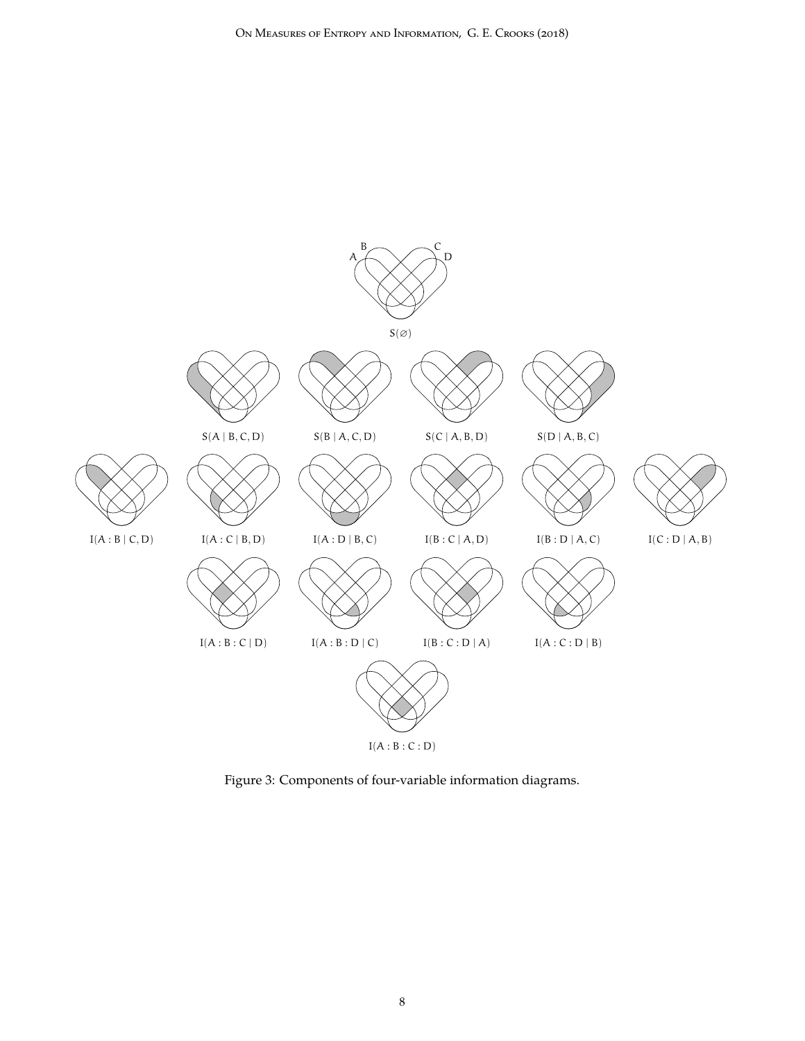A B C D

$S(\varnothing)$

$S(A \mid B, C, D)$ $S(B \mid A, C, D)$ $S(C \mid A, B, D)$ $S(D \mid A, B, C)$

$I(A : B \mid C, D)$ $I(A : C \mid B, D)$ $I(A : D \mid B, C)$ $I(B : C \mid A, D)$ $I(B : D \mid A, C)$ $I(C : D \mid A, B)$

$I(A : B : C \mid D)$ $I(A : B : D \mid C)$ $I(B : C : D \mid A)$ $I(A : C : D \mid B)$

$I(A : B : C : D)$

Figure 3: Components of four-variable information diagrams.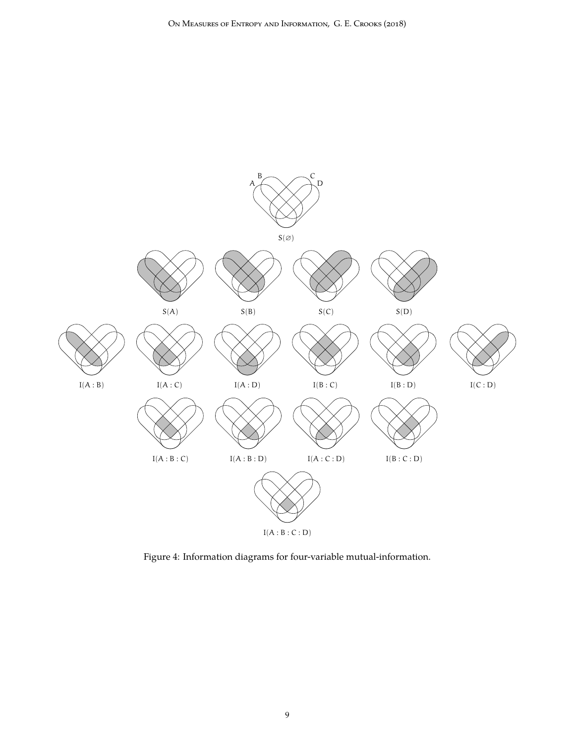A B C D

$S(\varnothing)$

$S(A)$ $S(B)$ $S(C)$ $S(D)$

$I(A:B)$ $I(A:C)$ $I(A:D)$ $I(B:C)$ $I(B:D)$ $I(C:D)$

$I(A:B:C)$ $I(A:B:D)$ $I(A:C:D)$ $I(B:C:D)$

$I(A:B:C:D)$

Figure 4: Information diagrams for four-variable mutual-information.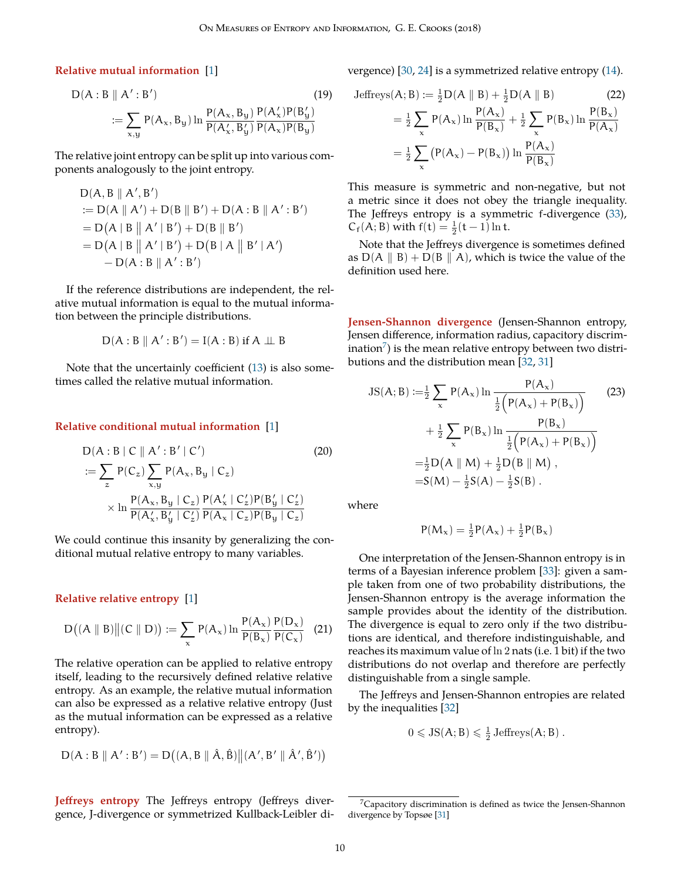**Relative mutual information** [1]

$$
\begin{aligned}
&D(A:B \parallel A':B') \qquad\qquad (19)\\
&:= \sum_{x,y} P(A_x, B_y) \ln \frac{P(A_x, B_y)}{P(A'_x, B'_y)} \frac{P(A'_x)P(B'_y)}{P(A_x)P(B_y)}
\end{aligned}
$$

The relative joint entropy can be split up into various components analogously to the joint entropy.

$$
\begin{aligned}
&D(A, B \parallel A', B')\\
&:= D(A \parallel A') + D(B \parallel B') + D(A:B \parallel A':B')\\
&= D\big(A \mid B \,\big\|\, A' \mid B'\big) + D(B \parallel B')\\
&= D\big(A \mid B \,\big\|\, A' \mid B'\big) + D\big(B \mid A \,\big\|\, B' \mid A'\big)\\
&\quad - D(A:B \parallel A':B')
\end{aligned}
$$

If the reference distributions are independent, the relative mutual information is equal to the mutual information between the principle distributions.

$$
D(A:B \parallel A':B') = I(A:B) \text{ if } A \perp\!\!\!\perp B
$$

Note that the uncertainly coefficient (13) is also sometimes called the relative mutual information.

**Relative conditional mutual information** [1]

$$
\begin{aligned}
&D(A:B \mid C \parallel A':B' \mid C') \qquad\qquad (20)\\
&:= \sum_z P(C_z) \sum_{x,y} P(A_x, B_y \mid C_z)\\
&\qquad \times \ln \frac{P(A_x, B_y \mid C_z)}{P(A'_x, B'_y \mid C'_z)} \frac{P(A'_x \mid C'_z)P(B'_y \mid C'_z)}{P(A_x \mid C_z)P(B_y \mid C_z)}
\end{aligned}
$$

We could continue this insanity by generalizing the conditional mutual relative entropy to many variables.

**Relative relative entropy** [1]

$$
D\big((A \parallel B)\big\|(C \parallel D)\big) := \sum_x P(A_x) \ln \frac{P(A_x)}{P(B_x)} \frac{P(D_x)}{P(C_x)} \qquad (21)
$$

The relative operation can be applied to relative entropy itself, leading to the recursively defined relative relative entropy. As an example, the relative mutual information can also be expressed as a relative relative entropy (Just as the mutual information can be expressed as a relative entropy).

$$
D(A:B \parallel A':B') = D\big((A, B \parallel \hat{A}, \hat{B})\big\|(A', B' \parallel \hat{A}', \hat{B}')\big)
$$

**Jeffreys entropy** The Jeffreys entropy (Jeffreys divergence, J-divergence or symmetrized Kullback-Leibler divergence) [30, 24] is a symmetrized relative entropy (14).

$$
\begin{aligned}
\text{Jeffreys}(A;B) &:= \tfrac{1}{2} D(A \parallel B) + \tfrac{1}{2} D(A \parallel B) \qquad (22)\\
&= \tfrac{1}{2} \sum_x P(A_x) \ln \frac{P(A_x)}{P(B_x)} + \tfrac{1}{2} \sum_x P(B_x) \ln \frac{P(B_x)}{P(A_x)}\\
&= \tfrac{1}{2} \sum_x \big(P(A_x) - P(B_x)\big) \ln \frac{P(A_x)}{P(B_x)}
\end{aligned}
$$

This measure is symmetric and non-negative, but not a metric since it does not obey the triangle inequality. The Jeffreys entropy is a symmetric f-divergence (33), $C_f(A;B)$ with $f(t) = \frac{1}{2}(t-1)\ln t$.

Note that the Jeffreys divergence is sometimes defined as $D(A \parallel B) + D(B \parallel A)$, which is twice the value of the definition used here.

**Jensen-Shannon divergence** (Jensen-Shannon entropy, Jensen difference, information radius, capacitory discrimination[7]) is the mean relative entropy between two distributions and the distribution mean [32, 31]

$$
\begin{aligned}
\text{JS}(A;B) :=& \tfrac{1}{2} \sum_x P(A_x) \ln \frac{P(A_x)}{\frac{1}{2}\big(P(A_x) + P(B_x)\big)} \qquad (23)\\
&+ \tfrac{1}{2} \sum_x P(B_x) \ln \frac{P(B_x)}{\frac{1}{2}\big(P(A_x) + P(B_x)\big)}\\
=& \tfrac{1}{2} D\big(A \parallel M\big) + \tfrac{1}{2} D\big(B \parallel M\big),\\
=& S(M) - \tfrac{1}{2} S(A) - \tfrac{1}{2} S(B).
\end{aligned}
$$

where

$$
P(M_x) = \tfrac{1}{2} P(A_x) + \tfrac{1}{2} P(B_x)
$$

One interpretation of the Jensen-Shannon entropy is in terms of a Bayesian inference problem [33]: given a sample taken from one of two probability distributions, the Jensen-Shannon entropy is the average information the sample provides about the identity of the distribution. The divergence is equal to zero only if the two distributions are identical, and therefore indistinguishable, and reaches its maximum value of $\ln 2$ nats (i.e. 1 bit) if the two distributions do not overlap and therefore are perfectly distinguishable from a single sample.

The Jeffreys and Jensen-Shannon entropies are related by the inequalities [32]

$$
0 \leqslant \text{JS}(A;B) \leqslant \tfrac{1}{2}\,\text{Jeffreys}(A;B).
$$

[7] Capacitory discrimination is defined as twice the Jensen-Shannon divergence by Topsøe [31]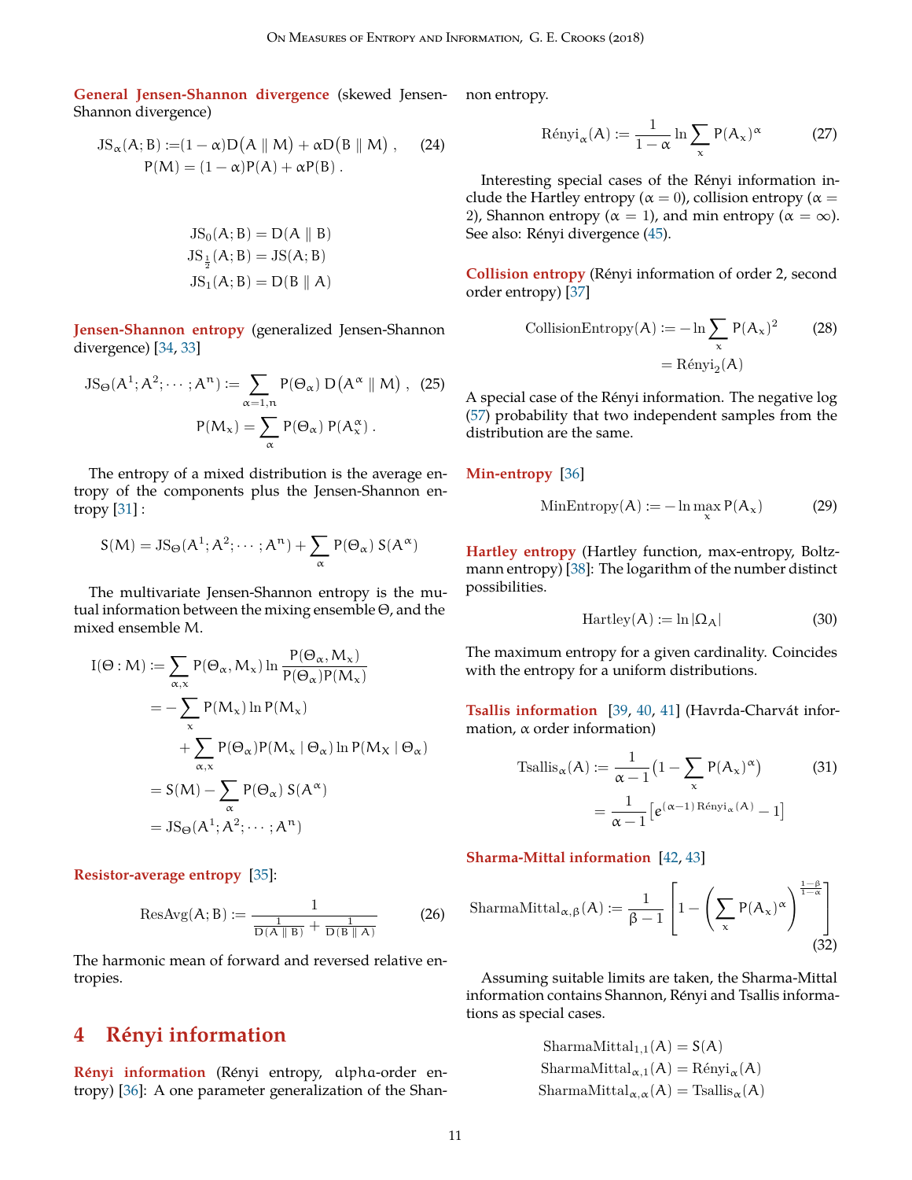**General Jensen-Shannon divergence** (skewed Jensen-Shannon divergence)

$$
\begin{aligned}
\mathrm{JS}_\alpha(A;B) :=& (1-\alpha)D\big(A \parallel M\big) + \alpha D\big(B \parallel M\big)\ , \\
P(M) =& (1-\alpha)P(A) + \alpha P(B)\ .
\end{aligned} \tag{24}
$$

$$
\begin{aligned}
\mathrm{JS}_0(A;B) &= D(A \parallel B) \\
\mathrm{JS}_{\frac{1}{2}}(A;B) &= \mathrm{JS}(A;B) \\
\mathrm{JS}_1(A;B) &= D(B \parallel A)
\end{aligned}
$$

**Jensen-Shannon entropy** (generalized Jensen-Shannon divergence) [34, 33]

$$
\begin{aligned}
\mathrm{JS}_\Theta(A^1;A^2;\cdots;A^n) :=& \sum_{\alpha=1,n} P(\Theta_\alpha)\, D\big(A^\alpha \parallel M\big)\ , \\
P(M_x) =& \sum_\alpha P(\Theta_\alpha)\, P(A^\alpha_x)\ .
\end{aligned} \tag{25}
$$

The entropy of a mixed distribution is the average entropy of the components plus the Jensen-Shannon entropy [31] :

$$
S(M) = \mathrm{JS}_\Theta(A^1;A^2;\cdots;A^n) + \sum_\alpha P(\Theta_\alpha)\, S(A^\alpha)
$$

The multivariate Jensen-Shannon entropy is the mutual information between the mixing ensemble $\Theta$, and the mixed ensemble $M$.

$$
\begin{aligned}
I(\Theta : M) :=& \sum_{\alpha,x} P(\Theta_\alpha, M_x) \ln \frac{P(\Theta_\alpha, M_x)}{P(\Theta_\alpha)P(M_x)} \\
=& -\sum_x P(M_x) \ln P(M_x) \\
&+ \sum_{\alpha,x} P(\Theta_\alpha)P(M_x \mid \Theta_\alpha) \ln P(M_X \mid \Theta_\alpha) \\
=& S(M) - \sum_\alpha P(\Theta_\alpha)\, S(A^\alpha) \\
=& \mathrm{JS}_\Theta(A^1;A^2;\cdots;A^n)
\end{aligned}
$$

**Resistor-average entropy** [35]:

$$
\mathrm{ResAvg}(A;B) := \frac{1}{\frac{1}{D(A \parallel B)} + \frac{1}{D(B \parallel A)}} \tag{26}
$$

The harmonic mean of forward and reversed relative entropies.

## 4 Rényi information

**Rényi information** (Rényi entropy, alpha-order entropy) [36]: A one parameter generalization of the Shannon entropy.

$$
\mathrm{Rényi}_\alpha(A) := \frac{1}{1-\alpha} \ln \sum_x P(A_x)^\alpha \tag{27}
$$

Interesting special cases of the Rényi information include the Hartley entropy ($\alpha = 0$), collision entropy ($\alpha = 2$), Shannon entropy ($\alpha = 1$), and min entropy ($\alpha = \infty$). See also: Rényi divergence (45).

**Collision entropy** (Rényi information of order 2, second order entropy) [37]

$$
\begin{aligned}
\mathrm{CollisionEntropy}(A) :=& -\ln \sum_x P(A_x)^2 \\
=& \mathrm{Rényi}_2(A)
\end{aligned} \tag{28}
$$

A special case of the Rényi information. The negative log (57) probability that two independent samples from the distribution are the same.

**Min-entropy** [36]

$$
\mathrm{MinEntropy}(A) := -\ln \max_x P(A_x) \tag{29}
$$

**Hartley entropy** (Hartley function, max-entropy, Boltzmann entropy) [38]: The logarithm of the number distinct possibilities.

$$
\mathrm{Hartley}(A) := \ln |\Omega_A| \tag{30}
$$

The maximum entropy for a given cardinality. Coincides with the entropy for a uniform distributions.

**Tsallis information** [39, 40, 41] (Havrda-Charvát information, $\alpha$ order information)

$$
\begin{aligned}
\mathrm{Tsallis}_\alpha(A) :=& \frac{1}{\alpha-1}\Big(1 - \sum_x P(A_x)^\alpha\Big) \\
=& \frac{1}{\alpha-1}\Big[e^{(\alpha-1)\,\mathrm{Rényi}_\alpha(A)} - 1\Big]
\end{aligned} \tag{31}
$$

**Sharma-Mittal information** [42, 43]

$$
\mathrm{SharmaMittal}_{\alpha,\beta}(A) := \frac{1}{\beta-1}\left[1 - \left(\sum_x P(A_x)^\alpha\right)^{\frac{1-\beta}{1-\alpha}}\right] \tag{32}
$$

Assuming suitable limits are taken, the Sharma-Mittal information contains Shannon, Rényi and Tsallis informations as special cases.

$$
\begin{aligned}
\mathrm{SharmaMittal}_{1,1}(A) &= S(A) \\
\mathrm{SharmaMittal}_{\alpha,1}(A) &= \mathrm{Rényi}_\alpha(A) \\
\mathrm{SharmaMittal}_{\alpha,\alpha}(A) &= \mathrm{Tsallis}_\alpha(A)
\end{aligned}
$$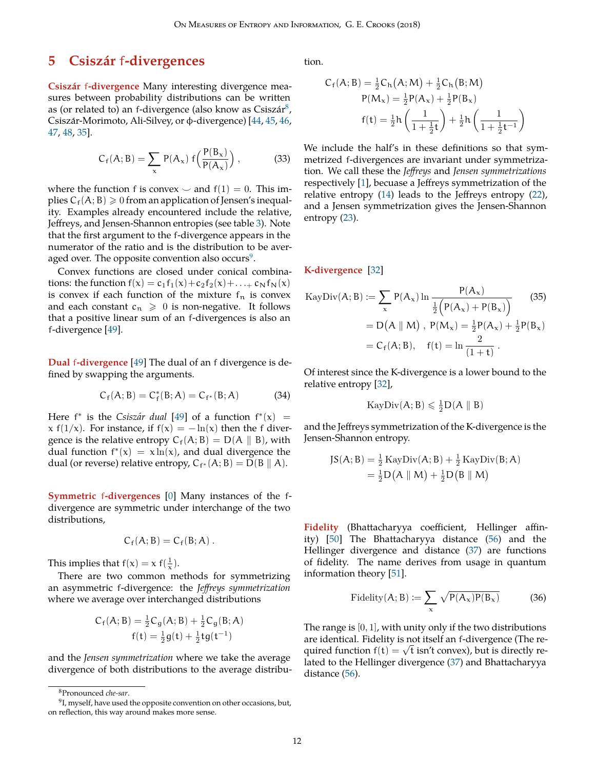# 5 Csiszár f-divergences

**Csiszár f-divergence** Many interesting divergence measures between probability distributions can be written as (or related to) an f-divergence (also know as Csiszár[8], Csiszár-Morimoto, Ali-Silvey, or ϕ-divergence) [44, 45, 46, 47, 48, 35].

$$C_f(A;B) = \sum_x P(A_x)\, f\Big(\frac{P(B_x)}{P(A_x)}\Big) , \tag{33}$$

where the function f is convex ⌣ and $f(1) = 0$. This implies $C_f(A;B) \geqslant 0$ from an application of Jensen's inequality. Examples already encountered include the relative, Jeffreys, and Jensen-Shannon entropies (see table 3). Note that the first argument to the f-divergence appears in the numerator of the ratio and is the distribution to be averaged over. The opposite convention also occurs[9].

Convex functions are closed under conical combinations: the function $f(x) = c_1 f_1(x) + c_2 f_2(x) + \ldots + c_N f_N(x)$ is convex if each function of the mixture $f_n$ is convex and each constant $c_n \geqslant 0$ is non-negative. It follows that a positive linear sum of an f-divergences is also an f-divergence [49].

**Dual f-divergence** [49] The dual of an f divergence is defined by swapping the arguments.

$$C_f(A;B) = C^*_f(B;A) = C_{f^*}(B;A) \tag{34}$$

Here $f^*$ is the *Csiszár dual* [49] of a function $f^*(x) = x\, f(1/x)$. For instance, if $f(x) = -\ln(x)$ then the f divergence is the relative entropy $C_f(A;B) = D(A \parallel B)$, with dual function $f^*(x) = x \ln(x)$, and dual divergence the dual (or reverse) relative entropy, $C_{f^*}(A;B) = D(B \parallel A)$.

**Symmetric f-divergences** [0] Many instances of the f-divergence are symmetric under interchange of the two distributions,

$$C_f(A;B) = C_f(B;A) \,.$$

This implies that $f(x) = x\, f(\frac{1}{x})$.

There are two common methods for symmetrizing an asymmetric f-divergence: the *Jeffreys symmetrization* where we average over interchanged distributions

$$C_f(A;B) = \tfrac{1}{2} C_g(A;B) + \tfrac{1}{2} C_g(B;A)$$
$$f(t) = \tfrac{1}{2} g(t) + \tfrac{1}{2} t g(t^{-1})$$

and the *Jensen symmetrization* where we take the average divergence of both distributions to the average distribution.

$$C_f(A;B) = \tfrac{1}{2} C_h(A;M) + \tfrac{1}{2} C_h(B;M)$$
$$P(M_x) = \tfrac{1}{2} P(A_x) + \tfrac{1}{2} P(B_x)$$
$$f(t) = \tfrac{1}{2} h\left(\frac{1}{1+\frac{1}{2}t}\right) + \tfrac{1}{2} h\left(\frac{1}{1+\frac{1}{2}t^{-1}}\right)$$

We include the half's in these definitions so that symmetrized f-divergences are invariant under symmetrization. We call these the *Jeffreys* and *Jensen symmetrizations* respectively [1], becuase a Jeffreys symmetrization of the relative entropy (14) leads to the Jeffreys entropy (22), and a Jensen symmetrization gives the Jensen-Shannon entropy (23).

**K-divergence** [32]

$$\begin{aligned}
\text{KayDiv}(A;B) &:= \sum_x P(A_x) \ln \frac{P(A_x)}{\frac{1}{2}\big(P(A_x) + P(B_x)\big)} \qquad (35)\\
&= D(A \parallel M) \,,\ P(M_x) = \tfrac{1}{2}P(A_x) + \tfrac{1}{2}P(B_x)\\
&= C_f(A;B), \quad f(t) = \ln \frac{2}{(1+t)} \,.
\end{aligned}$$

Of interest since the K-divergence is a lower bound to the relative entropy [32],

$$\text{KayDiv}(A;B) \leqslant \tfrac{1}{2} D(A \parallel B)$$

and the Jeffreys symmetrization of the K-divergence is the Jensen-Shannon entropy.

$$\begin{aligned}
\text{JS}(A;B) &= \tfrac{1}{2}\,\text{KayDiv}(A;B) + \tfrac{1}{2}\,\text{KayDiv}(B;A)\\
&= \tfrac{1}{2} D(A \parallel M) + \tfrac{1}{2} D(B \parallel M)
\end{aligned}$$

**Fidelity** (Bhattacharyya coefficient, Hellinger affinity) [50] The Bhattacharyya distance (56) and the Hellinger divergence and distance (37) are functions of fidelity. The name derives from usage in quantum information theory [51].

$$\text{Fidelity}(A;B) := \sum_x \sqrt{P(A_x) P(B_x)} \tag{36}$$

The range is [0, 1], with unity only if the two distributions are identical. Fidelity is not itself an f-divergence (The required function $f(t) = \sqrt{t}$ isn't convex), but is directly related to the Hellinger divergence (37) and Bhattacharyya distance (56).

---

[8] Pronounced *che-sar*.

[9] I, myself, have used the opposite convention on other occasions, but, on reflection, this way around makes more sense.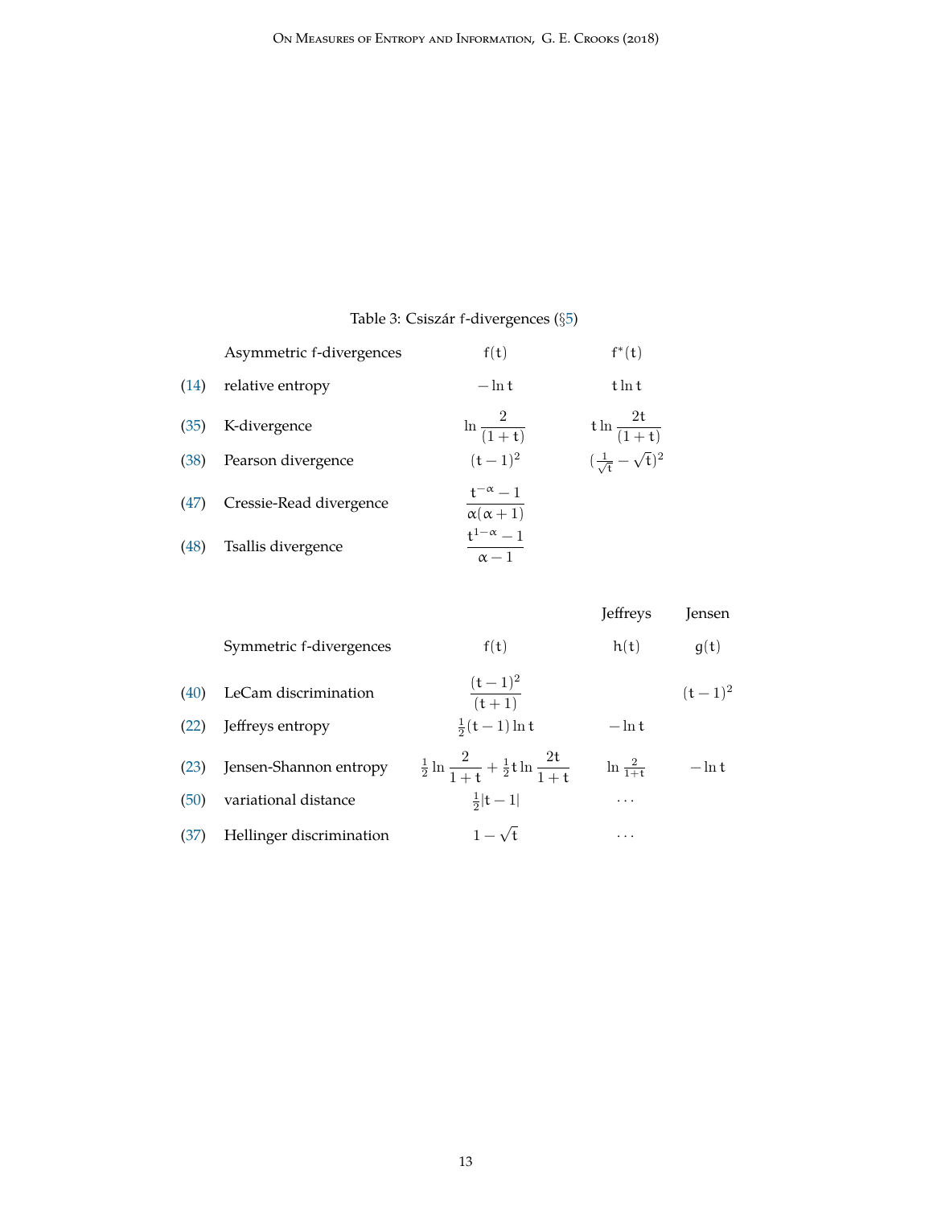Table 3: Csiszár f-divergences (§5)

| | Asymmetric f-divergences | $f(t)$ | $f^*(t)$ |
|---|---|---|---|
| (14) | relative entropy | $-\ln t$ | $t \ln t$ |
| (35) | K-divergence | $\ln \dfrac{2}{(1+t)}$ | $t \ln \dfrac{2t}{(1+t)}$ |
| (38) | Pearson divergence | $(t-1)^2$ | $(\frac{1}{\sqrt{t}} - \sqrt{t})^2$ |
| (47) | Cressie-Read divergence | $\dfrac{t^{-\alpha}-1}{\alpha(\alpha+1)}$ | |
| (48) | Tsallis divergence | $\dfrac{t^{1-\alpha}-1}{\alpha-1}$ | |

| | | | Jeffreys | Jensen |
|---|---|---|---|---|
| | Symmetric f-divergences | $f(t)$ | $h(t)$ | $g(t)$ |
| (40) | LeCam discrimination | $\dfrac{(t-1)^2}{(t+1)}$ | | $(t-1)^2$ |
| (22) | Jeffreys entropy | $\frac{1}{2}(t-1)\ln t$ | $-\ln t$ | |
| (23) | Jensen-Shannon entropy | $\frac{1}{2}\ln \dfrac{2}{1+t} + \frac{1}{2} t \ln \dfrac{2t}{1+t}$ | $\ln \frac{2}{1+t}$ | $-\ln t$ |
| (50) | variational distance | $\frac{1}{2}\lvert t-1\rvert$ | $\cdots$ | |
| (37) | Hellinger discrimination | $1-\sqrt{t}$ | $\cdots$ | |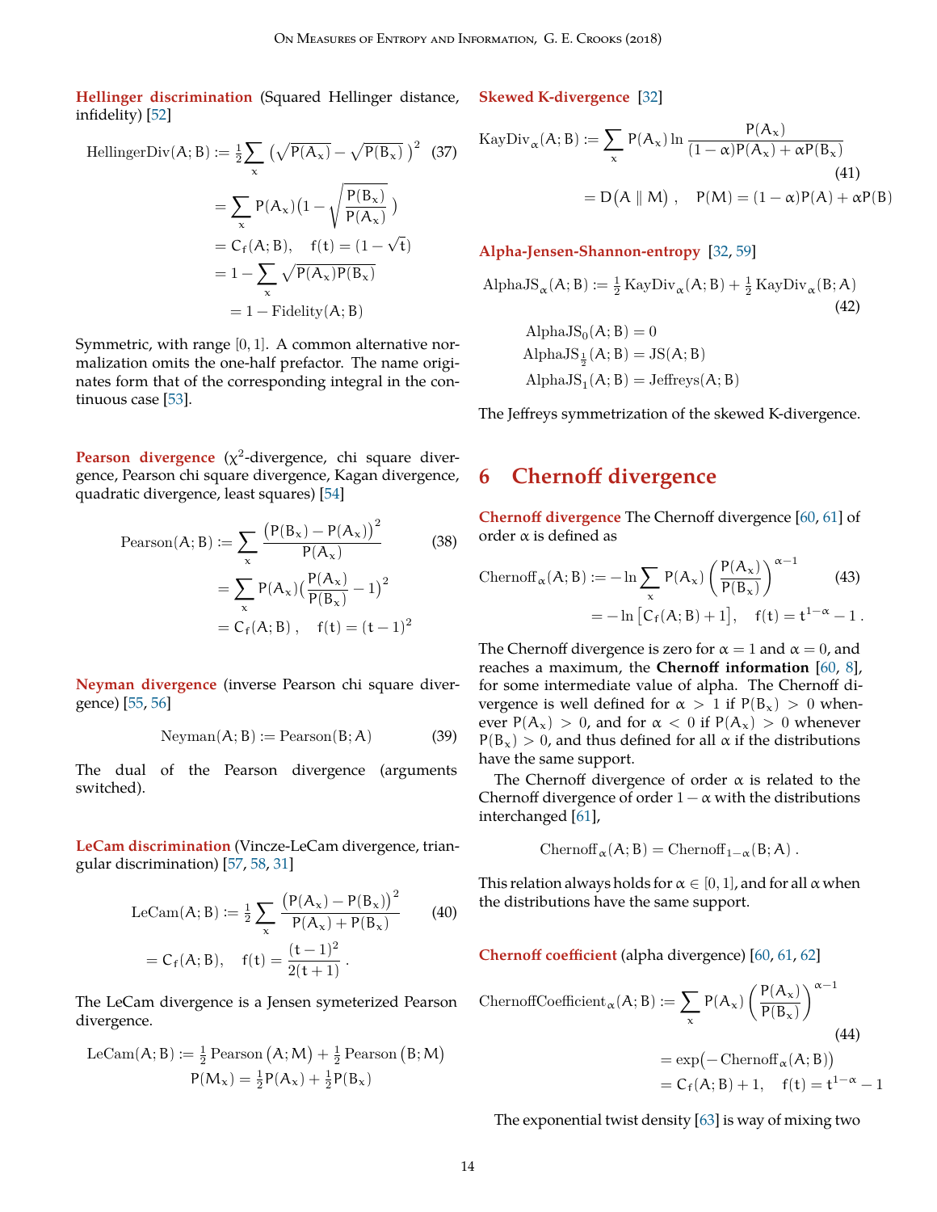**Hellinger discrimination** (Squared Hellinger distance, infidelity) [52]

$$\mathrm{HellingerDiv}(A;B) := \tfrac{1}{2}\sum_x \left(\sqrt{P(A_x)} - \sqrt{P(B_x)}\,\right)^2 \quad (37)$$

$$= \sum_x P(A_x)\big(1 - \sqrt{\frac{P(B_x)}{P(A_x)}}\,\big)$$

$$= C_f(A;B), \quad f(t) = (1-\sqrt{t})$$

$$= 1 - \sum_x \sqrt{P(A_x)P(B_x)}$$

$$= 1 - \mathrm{Fidelity}(A;B)$$

Symmetric, with range $[0,1]$. A common alternative normalization omits the one-half prefactor. The name originates form that of the corresponding integral in the continuous case [53].

**Pearson divergence** ($\chi^2$-divergence, chi square divergence, Pearson chi square divergence, Kagan divergence, quadratic divergence, least squares) [54]

$$\mathrm{Pearson}(A;B) := \sum_x \frac{\big(P(B_x) - P(A_x)\big)^2}{P(A_x)} \quad (38)$$

$$= \sum_x P(A_x)\big(\frac{P(A_x)}{P(B_x)} - 1\big)^2$$

$$= C_f(A;B)\,, \quad f(t) = (t-1)^2$$

**Neyman divergence** (inverse Pearson chi square divergence) [55, 56]

$$\mathrm{Neyman}(A;B) := \mathrm{Pearson}(B;A) \quad (39)$$

The dual of the Pearson divergence (arguments switched).

**LeCam discrimination** (Vincze-LeCam divergence, triangular discrimination) [57, 58, 31]

$$\mathrm{LeCam}(A;B) := \tfrac{1}{2}\sum_x \frac{\big(P(A_x) - P(B_x)\big)^2}{P(A_x) + P(B_x)} \quad (40)$$

$$= C_f(A;B), \quad f(t) = \frac{(t-1)^2}{2(t+1)}\,.$$

The LeCam divergence is a Jensen symeterized Pearson divergence.

$$\mathrm{LeCam}(A;B) := \tfrac{1}{2}\,\mathrm{Pearson}\,\big(A;M\big) + \tfrac{1}{2}\,\mathrm{Pearson}\,\big(B;M\big)$$
$$P(M_x) = \tfrac{1}{2}P(A_x) + \tfrac{1}{2}P(B_x)$$

**Skewed K-divergence** [32]

$$\mathrm{KayDiv}_\alpha(A;B) := \sum_x P(A_x)\ln\frac{P(A_x)}{(1-\alpha)P(A_x) + \alpha P(B_x)} \quad (41)$$

$$= D\big(A \parallel M\big)\,, \quad P(M) = (1-\alpha)P(A) + \alpha P(B)$$

**Alpha-Jensen-Shannon-entropy** [32, 59]

$$\mathrm{AlphaJS}_\alpha(A;B) := \tfrac{1}{2}\,\mathrm{KayDiv}_\alpha(A;B) + \tfrac{1}{2}\,\mathrm{KayDiv}_\alpha(B;A) \quad (42)$$

$$\mathrm{AlphaJS}_0(A;B) = 0$$
$$\mathrm{AlphaJS}_{\frac{1}{2}}(A;B) = \mathrm{JS}(A;B)$$
$$\mathrm{AlphaJS}_1(A;B) = \mathrm{Jeffreys}(A;B)$$

The Jeffreys symmetrization of the skewed K-divergence.

## 6 Chernoff divergence

**Chernoff divergence** The Chernoff divergence [60, 61] of order $\alpha$ is defined as

$$\mathrm{Chernoff}_\alpha(A;B) := -\ln\sum_x P(A_x)\left(\frac{P(A_x)}{P(B_x)}\right)^{\alpha-1} \quad (43)$$

$$= -\ln\big[C_f(A;B) + 1\big], \quad f(t) = t^{1-\alpha} - 1\,.$$

The Chernoff divergence is zero for $\alpha = 1$ and $\alpha = 0$, and reaches a maximum, the **Chernoff information** [60, 8], for some intermediate value of alpha. The Chernoff divergence is well defined for $\alpha > 1$ if $P(B_x) > 0$ whenever $P(A_x) > 0$, and for $\alpha < 0$ if $P(A_x) > 0$ whenever $P(B_x) > 0$, and thus defined for all $\alpha$ if the distributions have the same support.

The Chernoff divergence of order $\alpha$ is related to the Chernoff divergence of order $1-\alpha$ with the distributions interchanged [61],

$$\mathrm{Chernoff}_\alpha(A;B) = \mathrm{Chernoff}_{1-\alpha}(B;A)\,.$$

This relation always holds for $\alpha \in [0,1]$, and for all $\alpha$ when the distributions have the same support.

**Chernoff coefficient** (alpha divergence) [60, 61, 62]

$$\mathrm{ChernoffCoefficient}_\alpha(A;B) := \sum_x P(A_x)\left(\frac{P(A_x)}{P(B_x)}\right)^{\alpha-1} \quad (44)$$

$$= \exp\big(-\mathrm{Chernoff}_\alpha(A;B)\big)$$

$$= C_f(A;B) + 1, \quad f(t) = t^{1-\alpha} - 1$$

The exponential twist density [63] is way of mixing two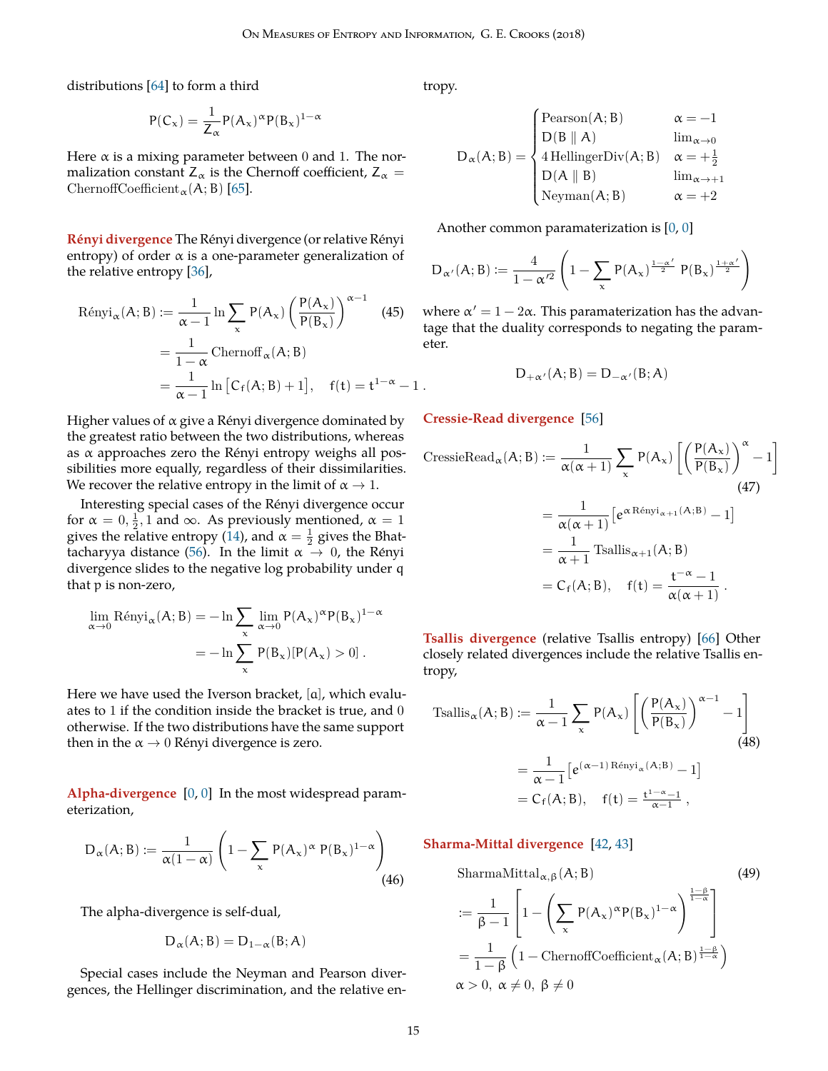distributions [64] to form a third

$$P(C_x) = \frac{1}{Z_\alpha} P(A_x)^\alpha P(B_x)^{1-\alpha}$$

Here $\alpha$ is a mixing parameter between 0 and 1. The normalization constant $Z_\alpha$ is the Chernoff coefficient, $Z_\alpha = \text{ChernoffCoefficient}_\alpha(A; B)$ [65].

**Rényi divergence** The Rényi divergence (or relative Rényi entropy) of order $\alpha$ is a one-parameter generalization of the relative entropy [36],

$$\begin{aligned}
\text{Rényi}_\alpha(A; B) &:= \frac{1}{\alpha - 1} \ln \sum_x P(A_x) \left( \frac{P(A_x)}{P(B_x)} \right)^{\alpha-1} \quad (45) \\
&= \frac{1}{1-\alpha} \text{Chernoff}_\alpha(A; B) \\
&= \frac{1}{\alpha - 1} \ln \left[ C_f(A; B) + 1 \right], \quad f(t) = t^{1-\alpha} - 1 \,.
\end{aligned}$$

Higher values of $\alpha$ give a Rényi divergence dominated by the greatest ratio between the two distributions, whereas as $\alpha$ approaches zero the Rényi entropy weighs all possibilities more equally, regardless of their dissimilarities. We recover the relative entropy in the limit of $\alpha \to 1$.

Interesting special cases of the Rényi divergence occur for $\alpha = 0, \frac{1}{2}, 1$ and $\infty$. As previously mentioned, $\alpha = 1$ gives the relative entropy (14), and $\alpha = \frac{1}{2}$ gives the Bhattacharyya distance (56). In the limit $\alpha \to 0$, the Rényi divergence slides to the negative log probability under q that p is non-zero,

$$\begin{aligned}
\lim_{\alpha \to 0} \text{Rényi}_\alpha(A; B) &= -\ln \sum_x \lim_{\alpha \to 0} P(A_x)^\alpha P(B_x)^{1-\alpha} \\
&= -\ln \sum_x P(B_x)[P(A_x) > 0] \,.
\end{aligned}$$

Here we have used the Iverson bracket, $[a]$, which evaluates to 1 if the condition inside the bracket is true, and 0 otherwise. If the two distributions have the same support then in the $\alpha \to 0$ Rényi divergence is zero.

**Alpha-divergence** [0, 0] In the most widespread parameterization,

$$D_\alpha(A; B) := \frac{1}{\alpha(1-\alpha)} \left( 1 - \sum_x P(A_x)^\alpha \, P(B_x)^{1-\alpha} \right) \quad (46)$$

The alpha-divergence is self-dual,

$$D_\alpha(A; B) = D_{1-\alpha}(B; A)$$

Special cases include the Neyman and Pearson divergences, the Hellinger discrimination, and the relative entropy.

$$D_\alpha(A; B) = \begin{cases}
\text{Pearson}(A; B) & \alpha = -1 \\
D(B \parallel A) & \lim_{\alpha \to 0} \\
4 \, \text{HellingerDiv}(A; B) & \alpha = +\frac{1}{2} \\
D(A \parallel B) & \lim_{\alpha \to +1} \\
\text{Neyman}(A; B) & \alpha = +2
\end{cases}$$

Another common paramaterization is [0, 0]

$$D_{\alpha'}(A; B) := \frac{4}{1 - \alpha'^2} \left( 1 - \sum_x P(A_x)^{\frac{1-\alpha'}{2}} \, P(B_x)^{\frac{1+\alpha'}{2}} \right)$$

where $\alpha' = 1 - 2\alpha$. This paramaterization has the advantage that the duality corresponds to negating the parameter.

$$D_{+\alpha'}(A; B) = D_{-\alpha'}(B; A)$$

**Cressie-Read divergence** [56]

$$\begin{aligned}
\text{CressieRead}_\alpha(A; B) &:= \frac{1}{\alpha(\alpha+1)} \sum_x P(A_x) \left[ \left( \frac{P(A_x)}{P(B_x)} \right)^\alpha - 1 \right] \quad (47) \\
&= \frac{1}{\alpha(\alpha+1)} \left[ e^{\alpha \, \text{Rényi}_{\alpha+1}(A;B)} - 1 \right] \\
&= \frac{1}{\alpha+1} \text{Tsallis}_{\alpha+1}(A; B) \\
&= C_f(A; B), \quad f(t) = \frac{t^{-\alpha} - 1}{\alpha(\alpha+1)} \,.
\end{aligned}$$

**Tsallis divergence** (relative Tsallis entropy) [66] Other closely related divergences include the relative Tsallis entropy,

$$\begin{aligned}
\text{Tsallis}_\alpha(A; B) &:= \frac{1}{\alpha - 1} \sum_x P(A_x) \left[ \left( \frac{P(A_x)}{P(B_x)} \right)^{\alpha-1} - 1 \right] \quad (48) \\
&= \frac{1}{\alpha - 1} \left[ e^{(\alpha-1) \, \text{Rényi}_\alpha(A;B)} - 1 \right] \\
&= C_f(A; B), \quad f(t) = \tfrac{t^{1-\alpha} - 1}{\alpha - 1} \,,
\end{aligned}$$

**Sharma-Mittal divergence** [42, 43]

$$\begin{aligned}
&\text{SharmaMittal}_{\alpha,\beta}(A; B) \quad (49) \\
&:= \frac{1}{\beta - 1} \left[ 1 - \left( \sum_x P(A_x)^\alpha P(B_x)^{1-\alpha} \right)^{\frac{1-\beta}{1-\alpha}} \right] \\
&= \frac{1}{1-\beta} \left( 1 - \text{ChernoffCoefficient}_\alpha(A; B)^{\frac{1-\beta}{1-\alpha}} \right) \\
&\alpha > 0, \ \alpha \neq 0, \ \beta \neq 0
\end{aligned}$$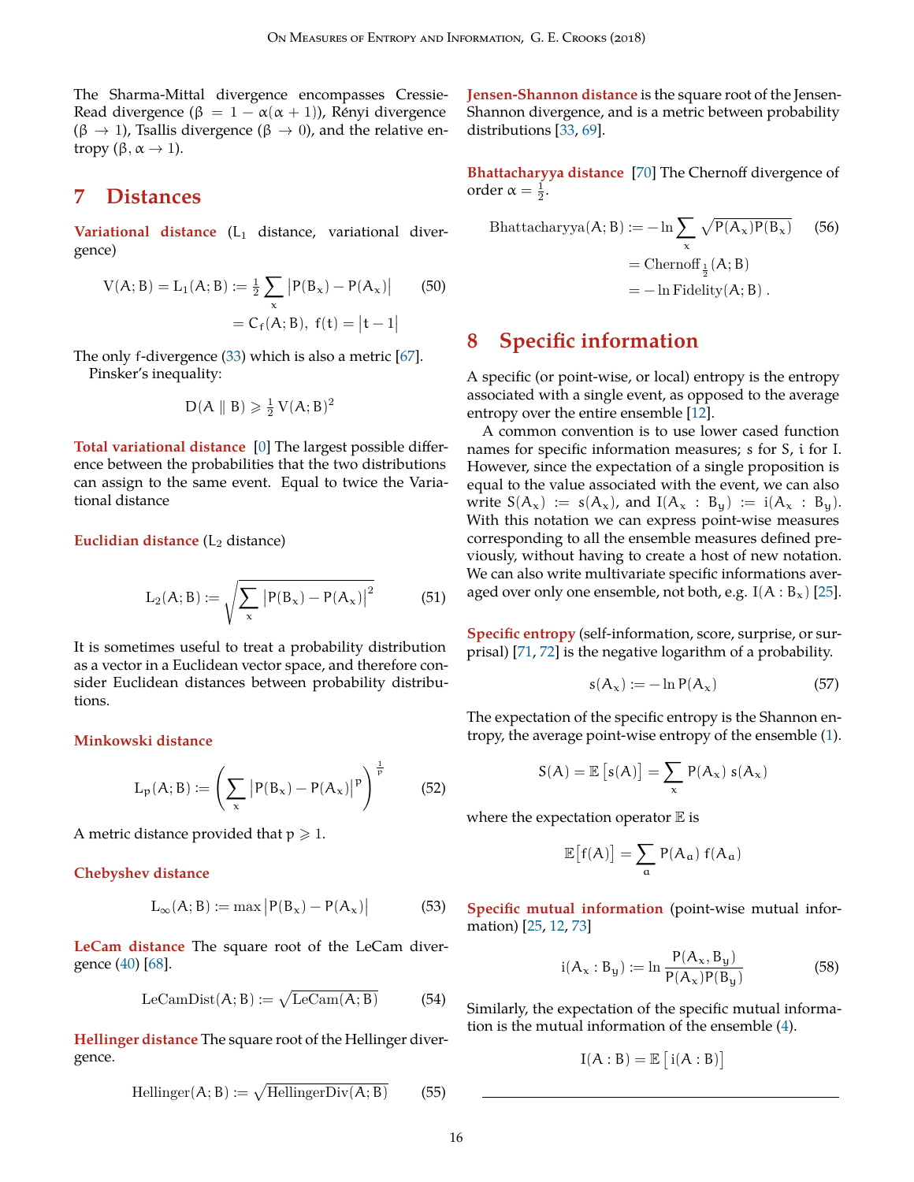The Sharma-Mittal divergence encompasses Cressie-Read divergence ($\beta = 1 - \alpha(\alpha+1)$), Rényi divergence ($\beta \to 1$), Tsallis divergence ($\beta \to 0$), and the relative entropy ($\beta, \alpha \to 1$).

## 7 Distances

**Variational distance** ($L_1$ distance, variational divergence)

$$V(A;B) = L_1(A;B) := \tfrac{1}{2} \sum_x \left|P(B_x) - P(A_x)\right| \tag{50}$$
$$= C_f(A;B), \;\; f(t) = \left|t - 1\right|$$

The only f-divergence (33) which is also a metric [67].

Pinsker's inequality:

$$D(A \parallel B) \geqslant \tfrac{1}{2} V(A;B)^2$$

**Total variational distance** [0] The largest possible difference between the probabilities that the two distributions can assign to the same event. Equal to twice the Variational distance

**Euclidian distance** ($L_2$ distance)

$$L_2(A;B) := \sqrt{\sum_x \left|P(B_x) - P(A_x)\right|^2} \tag{51}$$

It is sometimes useful to treat a probability distribution as a vector in a Euclidean vector space, and therefore consider Euclidean distances between probability distributions.

**Minkowski distance**

$$L_p(A;B) := \left( \sum_x \left|P(B_x) - P(A_x)\right|^p \right)^{\frac{1}{p}} \tag{52}$$

A metric distance provided that $p \geqslant 1$.

**Chebyshev distance**

$$L_\infty(A;B) := \max \left|P(B_x) - P(A_x)\right| \tag{53}$$

**LeCam distance** The square root of the LeCam divergence (40) [68].

$$\mathrm{LeCamDist}(A;B) := \sqrt{\mathrm{LeCam}(A;B)} \tag{54}$$

**Hellinger distance** The square root of the Hellinger divergence.

$$\mathrm{Hellinger}(A;B) := \sqrt{\mathrm{HellingerDiv}(A;B)} \tag{55}$$

**Jensen-Shannon distance** is the square root of the Jensen-Shannon divergence, and is a metric between probability distributions [33, 69].

**Bhattacharyya distance** [70] The Chernoff divergence of order $\alpha = \frac{1}{2}$.

$$\mathrm{Bhattacharyya}(A;B) := -\ln \sum_x \sqrt{P(A_x)P(B_x)} \tag{56}$$
$$= \mathrm{Chernoff}_{\frac{1}{2}}(A;B)$$
$$= -\ln \mathrm{Fidelity}(A;B) \,.$$

## 8 Specific information

A specific (or point-wise, or local) entropy is the entropy associated with a single event, as opposed to the average entropy over the entire ensemble [12].

A common convention is to use lower cased function names for specific information measures; s for S, i for I. However, since the expectation of a single proposition is equal to the value associated with the event, we can also write $S(A_x) := s(A_x)$, and $I(A_x : B_y) := i(A_x : B_y)$. With this notation we can express point-wise measures corresponding to all the ensemble measures defined previously, without having to create a host of new notation. We can also write multivariate specific informations averaged over only one ensemble, not both, e.g. $I(A : B_x)$ [25].

**Specific entropy** (self-information, score, surprise, or surprisal) [71, 72] is the negative logarithm of a probability.

$$s(A_x) := -\ln P(A_x) \tag{57}$$

The expectation of the specific entropy is the Shannon entropy, the average point-wise entropy of the ensemble (1).

$$S(A) = \mathbb{E}\left[s(A)\right] = \sum_x P(A_x)\, s(A_x)$$

where the expectation operator $\mathbb{E}$ is

$$\mathbb{E}\left[f(A)\right] = \sum_a P(A_a)\, f(A_a)$$

**Specific mutual information** (point-wise mutual information) [25, 12, 73]

$$i(A_x : B_y) := \ln \frac{P(A_x, B_y)}{P(A_x)P(B_y)} \tag{58}$$

Similarly, the expectation of the specific mutual information is the mutual information of the ensemble (4).

$$I(A:B) = \mathbb{E}\left[\, i(A:B)\right]$$

---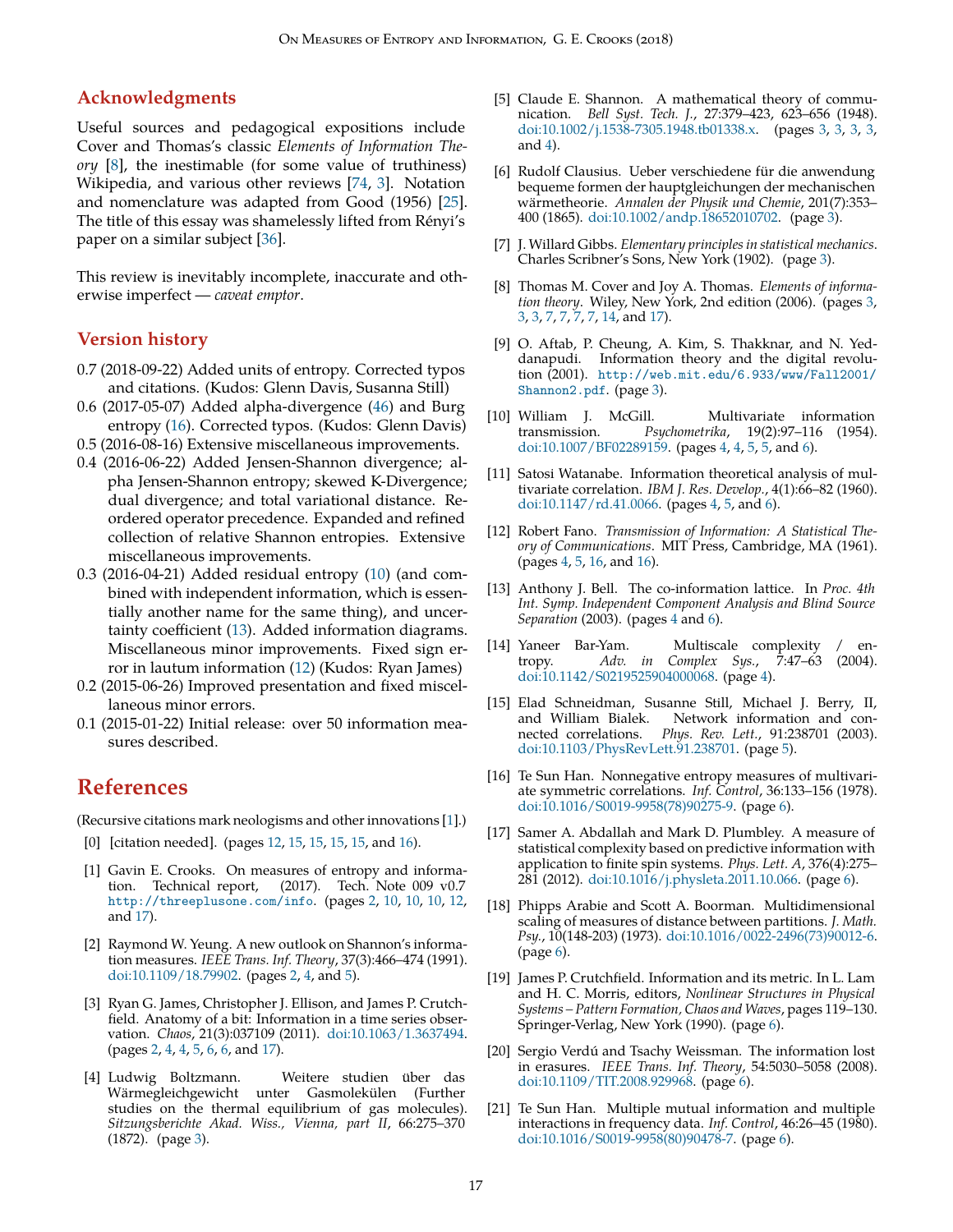## Acknowledgments

Useful sources and pedagogical expositions include Cover and Thomas's classic *Elements of Information Theory* [8], the inestimable (for some value of truthiness) Wikipedia, and various other reviews [74, 3]. Notation and nomenclature was adapted from Good (1956) [25]. The title of this essay was shamelessly lifted from Rényi's paper on a similar subject [36].

This review is inevitably incomplete, inaccurate and otherwise imperfect — *caveat emptor*.

## Version history

0.7 (2018-09-22) Added units of entropy. Corrected typos and citations. (Kudos: Glenn Davis, Susanna Still)

0.6 (2017-05-07) Added alpha-divergence (46) and Burg entropy (16). Corrected typos. (Kudos: Glenn Davis)

0.5 (2016-08-16) Extensive miscellaneous improvements.

0.4 (2016-06-22) Added Jensen-Shannon divergence; alpha Jensen-Shannon entropy; skewed K-Divergence; dual divergence; and total variational distance. Reordered operator precedence. Expanded and refined collection of relative Shannon entropies. Extensive miscellaneous improvements.

0.3 (2016-04-21) Added residual entropy (10) (and combined with independent information, which is essentially another name for the same thing), and uncertainty coefficient (13). Added information diagrams. Miscellaneous minor improvements. Fixed sign error in lautum information (12) (Kudos: Ryan James)

0.2 (2015-06-26) Improved presentation and fixed miscellaneous minor errors.

0.1 (2015-01-22) Initial release: over 50 information measures described.

# References

(Recursive citations mark neologisms and other innovations [1].)

[0] [citation needed]. (pages 12, 15, 15, 15, 15, and 16).

[1] Gavin E. Crooks. On measures of entropy and information. Technical report, (2017). Tech. Note 009 v0.7 http://threeplusone.com/info. (pages 2, 10, 10, 10, 12, and 17).

[2] Raymond W. Yeung. A new outlook on Shannon's information measures. *IEEE Trans. Inf. Theory*, 37(3):466–474 (1991). doi:10.1109/18.79902. (pages 2, 4, and 5).

[3] Ryan G. James, Christopher J. Ellison, and James P. Crutchfield. Anatomy of a bit: Information in a time series observation. *Chaos*, 21(3):037109 (2011). doi:10.1063/1.3637494. (pages 2, 4, 4, 5, 6, 6, and 17).

[4] Ludwig Boltzmann. Weitere studien über das Wärmegleichgewicht unter Gasmolekülen (Further studies on the thermal equilibrium of gas molecules). *Sitzungsberichte Akad. Wiss., Vienna, part II*, 66:275–370 (1872). (page 3).

[5] Claude E. Shannon. A mathematical theory of communication. *Bell Syst. Tech. J.*, 27:379–423, 623–656 (1948). doi:10.1002/j.1538-7305.1948.tb01338.x. (pages 3, 3, 3, 3, and 4).

[6] Rudolf Clausius. Ueber verschiedene für die anwendung bequeme formen der hauptgleichungen der mechanischen wärmetheorie. *Annalen der Physik und Chemie*, 201(7):353–400 (1865). doi:10.1002/andp.18652010702. (page 3).

[7] J. Willard Gibbs. *Elementary principles in statistical mechanics*. Charles Scribner's Sons, New York (1902). (page 3).

[8] Thomas M. Cover and Joy A. Thomas. *Elements of information theory*. Wiley, New York, 2nd edition (2006). (pages 3, 3, 3, 7, 7, 7, 7, 14, and 17).

[9] O. Aftab, P. Cheung, A. Kim, S. Thakknar, and N. Yeddanapudi. Information theory and the digital revolution (2001). http://web.mit.edu/6.933/www/Fall2001/Shannon2.pdf. (page 3).

[10] William J. McGill. Multivariate information transmission. *Psychometrika*, 19(2):97–116 (1954). doi:10.1007/BF02289159. (pages 4, 4, 5, 5, and 6).

[11] Satosi Watanabe. Information theoretical analysis of multivariate correlation. *IBM J. Res. Develop.*, 4(1):66–82 (1960). doi:10.1147/rd.41.0066. (pages 4, 5, and 6).

[12] Robert Fano. *Transmission of Information: A Statistical Theory of Communications*. MIT Press, Cambridge, MA (1961). (pages 4, 5, 16, and 16).

[13] Anthony J. Bell. The co-information lattice. In *Proc. 4th Int. Symp. Independent Component Analysis and Blind Source Separation* (2003). (pages 4 and 6).

[14] Yaneer Bar-Yam. Multiscale complexity / entropy. *Adv. in Complex Sys.*, 7:47–63 (2004). doi:10.1142/S0219525904000068. (page 4).

[15] Elad Schneidman, Susanne Still, Michael J. Berry, II, and William Bialek. Network information and connected correlations. *Phys. Rev. Lett.*, 91:238701 (2003). doi:10.1103/PhysRevLett.91.238701. (page 5).

[16] Te Sun Han. Nonnegative entropy measures of multivariate symmetric correlations. *Inf. Control*, 36:133–156 (1978). doi:10.1016/S0019-9958(78)90275-9. (page 6).

[17] Samer A. Abdallah and Mark D. Plumbley. A measure of statistical complexity based on predictive information with application to finite spin systems. *Phys. Lett. A*, 376(4):275–281 (2012). doi:10.1016/j.physleta.2011.10.066. (page 6).

[18] Phipps Arabie and Scott A. Boorman. Multidimensional scaling of measures of distance between partitions. *J. Math. Psy.*, 10(148-203) (1973). doi:10.1016/0022-2496(73)90012-6. (page 6).

[19] James P. Crutchfield. Information and its metric. In L. Lam and H. C. Morris, editors, *Nonlinear Structures in Physical Systems – Pattern Formation, Chaos and Waves*, pages 119–130. Springer-Verlag, New York (1990). (page 6).

[20] Sergio Verdú and Tsachy Weissman. The information lost in erasures. *IEEE Trans. Inf. Theory*, 54:5030–5058 (2008). doi:10.1109/TIT.2008.929968. (page 6).

[21] Te Sun Han. Multiple mutual information and multiple interactions in frequency data. *Inf. Control*, 46:26–45 (1980). doi:10.1016/S0019-9958(80)90478-7. (page 6).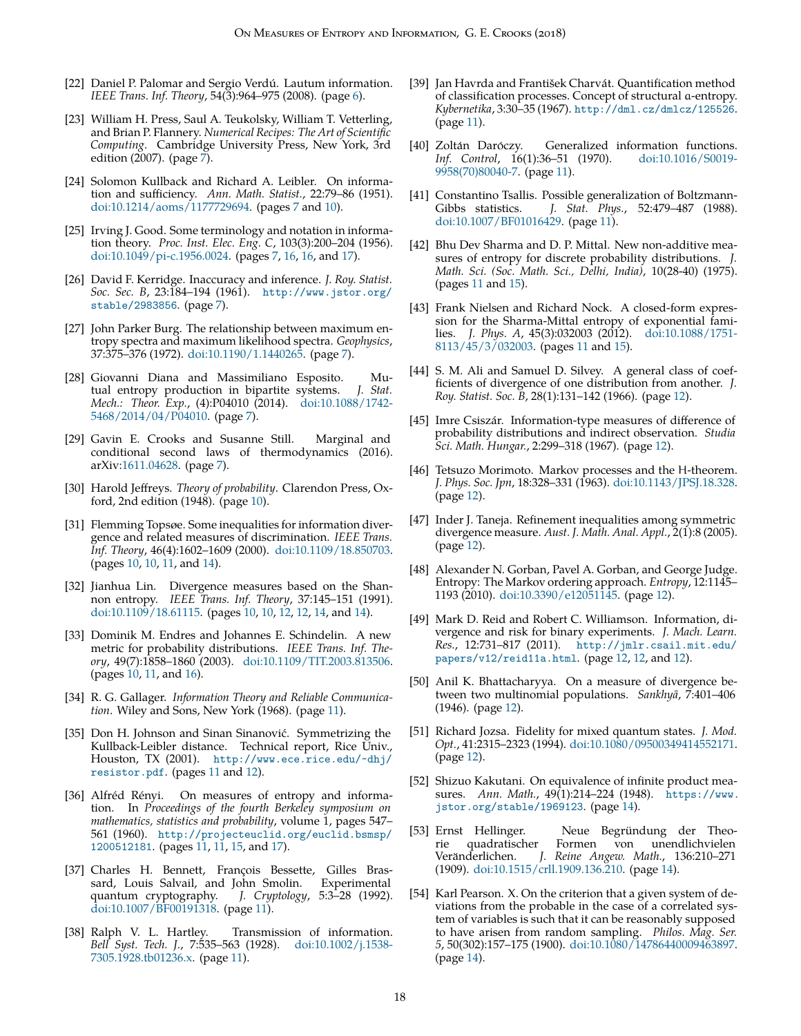[22] Daniel P. Palomar and Sergio Verdú. Lautum information. *IEEE Trans. Inf. Theory*, 54(3):964–975 (2008). (page 6).

[23] William H. Press, Saul A. Teukolsky, William T. Vetterling, and Brian P. Flannery. *Numerical Recipes: The Art of Scientific Computing*. Cambridge University Press, New York, 3rd edition (2007). (page 7).

[24] Solomon Kullback and Richard A. Leibler. On information and sufficiency. *Ann. Math. Statist.*, 22:79–86 (1951). doi:10.1214/aoms/1177729694. (pages 7 and 10).

[25] Irving J. Good. Some terminology and notation in information theory. *Proc. Inst. Elec. Eng. C*, 103(3):200–204 (1956). doi:10.1049/pi-c.1956.0024. (pages 7, 16, 16, and 17).

[26] David F. Kerridge. Inaccuracy and inference. *J. Roy. Statist. Soc. Sec. B*, 23:184–194 (1961). http://www.jstor.org/stable/2983856. (page 7).

[27] John Parker Burg. The relationship between maximum entropy spectra and maximum likelihood spectra. *Geophysics*, 37:375–376 (1972). doi:10.1190/1.1440265. (page 7).

[28] Giovanni Diana and Massimiliano Esposito. Mutual entropy production in bipartite systems. *J. Stat. Mech.: Theor. Exp.*, (4):P04010 (2014). doi:10.1088/1742-5468/2014/04/P04010. (page 7).

[29] Gavin E. Crooks and Susanne Still. Marginal and conditional second laws of thermodynamics (2016). arXiv:1611.04628. (page 7).

[30] Harold Jeffreys. *Theory of probability*. Clarendon Press, Oxford, 2nd edition (1948). (page 10).

[31] Flemming Topsøe. Some inequalities for information divergence and related measures of discrimination. *IEEE Trans. Inf. Theory*, 46(4):1602–1609 (2000). doi:10.1109/18.850703. (pages 10, 10, 11, and 14).

[32] Jianhua Lin. Divergence measures based on the Shannon entropy. *IEEE Trans. Inf. Theory*, 37:145–151 (1991). doi:10.1109/18.61115. (pages 10, 10, 12, 12, 14, and 14).

[33] Dominik M. Endres and Johannes E. Schindelin. A new metric for probability distributions. *IEEE Trans. Inf. Theory*, 49(7):1858–1860 (2003). doi:10.1109/TIT.2003.813506. (pages 10, 11, and 16).

[34] R. G. Gallager. *Information Theory and Reliable Communication*. Wiley and Sons, New York (1968). (page 11).

[35] Don H. Johnson and Sinan Sinanović. Symmetrizing the Kullback-Leibler distance. Technical report, Rice Univ., Houston, TX (2001). http://www.ece.rice.edu/~dhj/resistor.pdf. (pages 11 and 12).

[36] Alfréd Rényi. On measures of entropy and information. In *Proceedings of the fourth Berkeley symposium on mathematics, statistics and probability*, volume 1, pages 547–561 (1960). http://projecteuclid.org/euclid.bsmsp/1200512181. (pages 11, 11, 15, and 17).

[37] Charles H. Bennett, François Bessette, Gilles Brassard, Louis Salvail, and John Smolin. Experimental quantum cryptography. *J. Cryptology*, 5:3–28 (1992). doi:10.1007/BF00191318. (page 11).

[38] Ralph V. L. Hartley. Transmission of information. *Bell Syst. Tech. J.*, 7:535–563 (1928). doi:10.1002/j.1538-7305.1928.tb01236.x. (page 11).

[39] Jan Havrda and František Charvát. Quantification method of classification processes. Concept of structural α-entropy. *Kybernetika*, 3:30–35 (1967). http://dml.cz/dmlcz/125526. (page 11).

[40] Zoltán Daróczy. Generalized information functions. *Inf. Control*, 16(1):36–51 (1970). doi:10.1016/S0019-9958(70)80040-7. (page 11).

[41] Constantino Tsallis. Possible generalization of Boltzmann-Gibbs statistics. *J. Stat. Phys.*, 52:479–487 (1988). doi:10.1007/BF01016429. (page 11).

[42] Bhu Dev Sharma and D. P. Mittal. New non-additive measures of entropy for discrete probability distributions. *J. Math. Sci. (Soc. Math. Sci., Delhi, India)*, 10(28-40) (1975). (pages 11 and 15).

[43] Frank Nielsen and Richard Nock. A closed-form expression for the Sharma-Mittal entropy of exponential families. *J. Phys. A*, 45(3):032003 (2012). doi:10.1088/1751-8113/45/3/032003. (pages 11 and 15).

[44] S. M. Ali and Samuel D. Silvey. A general class of coefficients of divergence of one distribution from another. *J. Roy. Statist. Soc. B*, 28(1):131–142 (1966). (page 12).

[45] Imre Csiszár. Information-type measures of difference of probability distributions and indirect observation. *Studia Sci. Math. Hungar.*, 2:299–318 (1967). (page 12).

[46] Tetsuzo Morimoto. Markov processes and the H-theorem. *J. Phys. Soc. Jpn*, 18:328–331 (1963). doi:10.1143/JPSJ.18.328. (page 12).

[47] Inder J. Taneja. Refinement inequalities among symmetric divergence measure. *Aust. J. Math. Anal. Appl.*, 2(1):8 (2005). (page 12).

[48] Alexander N. Gorban, Pavel A. Gorban, and George Judge. Entropy: The Markov ordering approach. *Entropy*, 12:1145–1193 (2010). doi:10.3390/e12051145. (page 12).

[49] Mark D. Reid and Robert C. Williamson. Information, divergence and risk for binary experiments. *J. Mach. Learn. Res.*, 12:731–817 (2011). http://jmlr.csail.mit.edu/papers/v12/reid11a.html. (page 12, 12, and 12).

[50] Anil K. Bhattacharyya. On a measure of divergence between two multinomial populations. *Sankhyā*, 7:401–406 (1946). (page 12).

[51] Richard Jozsa. Fidelity for mixed quantum states. *J. Mod. Opt.*, 41:2315–2323 (1994). doi:10.1080/09500349414552171. (page 12).

[52] Shizuo Kakutani. On equivalence of infinite product measures. *Ann. Math.*, 49(1):214–224 (1948). https://www.jstor.org/stable/1969123. (page 14).

[53] Ernst Hellinger. Neue Begründung der Theorie quadratischer Formen von unendlichvielen Veränderlichen. *J. Reine Angew. Math.*, 136:210–271 (1909). doi:10.1515/crll.1909.136.210. (page 14).

[54] Karl Pearson. X. On the criterion that a given system of deviations from the probable in the case of a correlated system of variables is such that it can be reasonably supposed to have arisen from random sampling. *Philos. Mag. Ser. 5*, 50(302):157–175 (1900). doi:10.1080/14786440009463897. (page 14).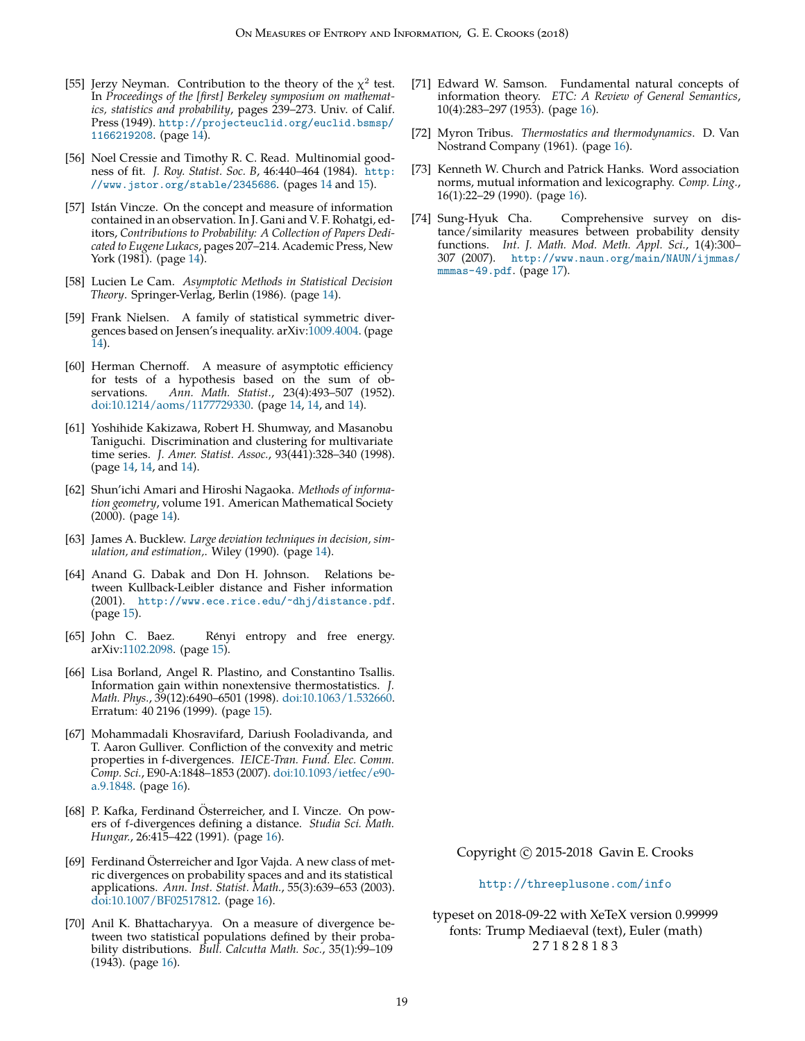[55] Jerzy Neyman. Contribution to the theory of the $\chi^2$ test. In *Proceedings of the [first] Berkeley symposium on mathematics, statistics and probability*, pages 239–273. Univ. of Calif. Press (1949). http://projecteuclid.org/euclid.bsmsp/1166219208. (page 14).

[56] Noel Cressie and Timothy R. C. Read. Multinomial goodness of fit. *J. Roy. Statist. Soc. B*, 46:440–464 (1984). http://www.jstor.org/stable/2345686. (pages 14 and 15).

[57] Istán Vincze. On the concept and measure of information contained in an observation. In J. Gani and V. F. Rohatgi, editors, *Contributions to Probability: A Collection of Papers Dedicated to Eugene Lukacs*, pages 207–214. Academic Press, New York (1981). (page 14).

[58] Lucien Le Cam. *Asymptotic Methods in Statistical Decision Theory*. Springer-Verlag, Berlin (1986). (page 14).

[59] Frank Nielsen. A family of statistical symmetric divergences based on Jensen's inequality. arXiv:1009.4004. (page 14).

[60] Herman Chernoff. A measure of asymptotic efficiency for tests of a hypothesis based on the sum of observations. *Ann. Math. Statist.*, 23(4):493–507 (1952). doi:10.1214/aoms/1177729330. (page 14, 14, and 14).

[61] Yoshihide Kakizawa, Robert H. Shumway, and Masanobu Taniguchi. Discrimination and clustering for multivariate time series. *J. Amer. Statist. Assoc.*, 93(441):328–340 (1998). (page 14, 14, and 14).

[62] Shun'ichi Amari and Hiroshi Nagaoka. *Methods of information geometry*, volume 191. American Mathematical Society (2000). (page 14).

[63] James A. Bucklew. *Large deviation techniques in decision, simulation, and estimation,*. Wiley (1990). (page 14).

[64] Anand G. Dabak and Don H. Johnson. Relations between Kullback-Leibler distance and Fisher information (2001). http://www.ece.rice.edu/~dhj/distance.pdf. (page 15).

[65] John C. Baez. Rényi entropy and free energy. arXiv:1102.2098. (page 15).

[66] Lisa Borland, Angel R. Plastino, and Constantino Tsallis. Information gain within nonextensive thermostatistics. *J. Math. Phys.*, 39(12):6490–6501 (1998). doi:10.1063/1.532660. Erratum: 40 2196 (1999). (page 15).

[67] Mohammadali Khosravifard, Dariush Fooladivanda, and T. Aaron Gulliver. Confliction of the convexity and metric properties in f-divergences. *IEICE-Tran. Fund. Elec. Comm. Comp. Sci.*, E90-A:1848–1853 (2007). doi:10.1093/ietfec/e90-a.9.1848. (page 16).

[68] P. Kafka, Ferdinand Österreicher, and I. Vincze. On powers of f-divergences defining a distance. *Studia Sci. Math. Hungar.*, 26:415–422 (1991). (page 16).

[69] Ferdinand Österreicher and Igor Vajda. A new class of metric divergences on probability spaces and and its statistical applications. *Ann. Inst. Statist. Math.*, 55(3):639–653 (2003). doi:10.1007/BF02517812. (page 16).

[70] Anil K. Bhattacharyya. On a measure of divergence between two statistical populations defined by their probability distributions. *Bull. Calcutta Math. Soc.*, 35(1):99–109 (1943). (page 16).

[71] Edward W. Samson. Fundamental natural concepts of information theory. *ETC: A Review of General Semantics*, 10(4):283–297 (1953). (page 16).

[72] Myron Tribus. *Thermostatics and thermodynamics*. D. Van Nostrand Company (1961). (page 16).

[73] Kenneth W. Church and Patrick Hanks. Word association norms, mutual information and lexicography. *Comp. Ling.*, 16(1):22–29 (1990). (page 16).

[74] Sung-Hyuk Cha. Comprehensive survey on distance/similarity measures between probability density functions. *Int. J. Math. Mod. Meth. Appl. Sci.*, 1(4):300–307 (2007). http://www.naun.org/main/NAUN/ijmmas/mmmas-49.pdf. (page 17).

Copyright © 2015-2018 Gavin E. Crooks

http://threeplusone.com/info

typeset on 2018-09-22 with XeTeX version 0.99999
fonts: Trump Mediaeval (text), Euler (math)
2 7 1 8 2 8 1 8 3